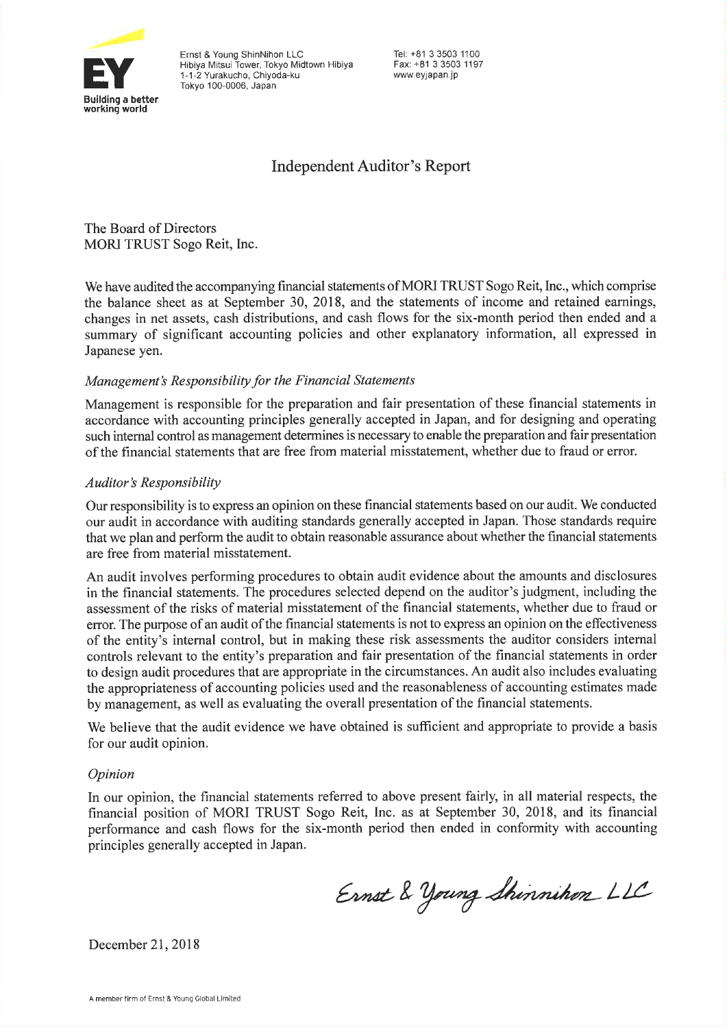Ernst & Young ShinNihon LLC
Hibiya Mitsui Tower, Tokyo Midtown Hibiya
1-1-2 Yurakucho, Chiyoda-ku
Tokyo 100-0006, Japan

Tel: +81 3 3503 1100
Fax: +81 3 3503 1197
www.eyjapan.jp

Building a better working world

# Independent Auditor's Report

The Board of Directors
MORI TRUST Sogo Reit, Inc.

We have audited the accompanying financial statements of MORI TRUST Sogo Reit, Inc., which comprise the balance sheet as at September 30, 2018, and the statements of income and retained earnings, changes in net assets, cash distributions, and cash flows for the six-month period then ended and a summary of significant accounting policies and other explanatory information, all expressed in Japanese yen.

### *Management's Responsibility for the Financial Statements*

Management is responsible for the preparation and fair presentation of these financial statements in accordance with accounting principles generally accepted in Japan, and for designing and operating such internal control as management determines is necessary to enable the preparation and fair presentation of the financial statements that are free from material misstatement, whether due to fraud or error.

### *Auditor's Responsibility*

Our responsibility is to express an opinion on these financial statements based on our audit. We conducted our audit in accordance with auditing standards generally accepted in Japan. Those standards require that we plan and perform the audit to obtain reasonable assurance about whether the financial statements are free from material misstatement.

An audit involves performing procedures to obtain audit evidence about the amounts and disclosures in the financial statements. The procedures selected depend on the auditor's judgment, including the assessment of the risks of material misstatement of the financial statements, whether due to fraud or error. The purpose of an audit of the financial statements is not to express an opinion on the effectiveness of the entity's internal control, but in making these risk assessments the auditor considers internal controls relevant to the entity's preparation and fair presentation of the financial statements in order to design audit procedures that are appropriate in the circumstances. An audit also includes evaluating the appropriateness of accounting policies used and the reasonableness of accounting estimates made by management, as well as evaluating the overall presentation of the financial statements.

We believe that the audit evidence we have obtained is sufficient and appropriate to provide a basis for our audit opinion.

### *Opinion*

In our opinion, the financial statements referred to above present fairly, in all material respects, the financial position of MORI TRUST Sogo Reit, Inc. as at September 30, 2018, and its financial performance and cash flows for the six-month period then ended in conformity with accounting principles generally accepted in Japan.

Ernst & Young ShinNihon LLC

December 21, 2018

A member firm of Ernst & Young Global Limited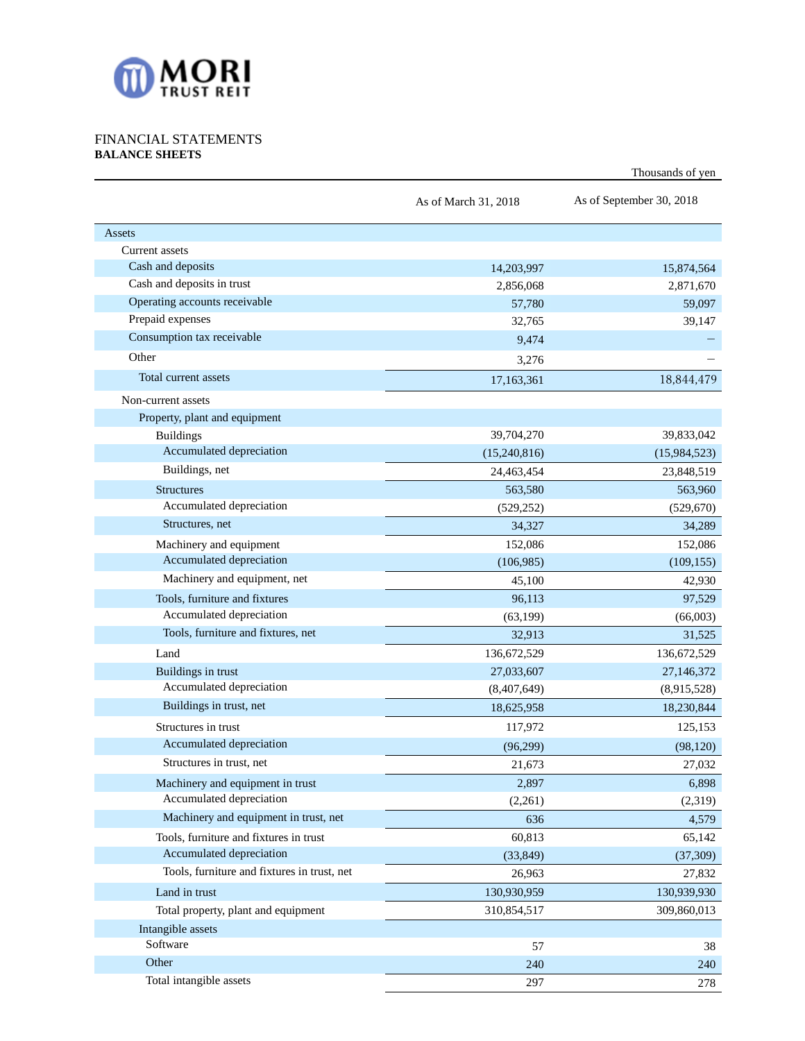# FINANCIAL STATEMENTS

## BALANCE SHEETS

Thousands of yen

| | As of March 31, 2018 | As of September 30, 2018 |
|---|---|---|
| Assets | | |
| Current assets | | |
| Cash and deposits | 14,203,997 | 15,874,564 |
| Cash and deposits in trust | 2,856,068 | 2,871,670 |
| Operating accounts receivable | 57,780 | 59,097 |
| Prepaid expenses | 32,765 | 39,147 |
| Consumption tax receivable | 9,474 | – |
| Other | 3,276 | – |
| Total current assets | 17,163,361 | 18,844,479 |
| Non-current assets | | |
| Property, plant and equipment | | |
| Buildings | 39,704,270 | 39,833,042 |
| Accumulated depreciation | (15,240,816) | (15,984,523) |
| Buildings, net | 24,463,454 | 23,848,519 |
| Structures | 563,580 | 563,960 |
| Accumulated depreciation | (529,252) | (529,670) |
| Structures, net | 34,327 | 34,289 |
| Machinery and equipment | 152,086 | 152,086 |
| Accumulated depreciation | (106,985) | (109,155) |
| Machinery and equipment, net | 45,100 | 42,930 |
| Tools, furniture and fixtures | 96,113 | 97,529 |
| Accumulated depreciation | (63,199) | (66,003) |
| Tools, furniture and fixtures, net | 32,913 | 31,525 |
| Land | 136,672,529 | 136,672,529 |
| Buildings in trust | 27,033,607 | 27,146,372 |
| Accumulated depreciation | (8,407,649) | (8,915,528) |
| Buildings in trust, net | 18,625,958 | 18,230,844 |
| Structures in trust | 117,972 | 125,153 |
| Accumulated depreciation | (96,299) | (98,120) |
| Structures in trust, net | 21,673 | 27,032 |
| Machinery and equipment in trust | 2,897 | 6,898 |
| Accumulated depreciation | (2,261) | (2,319) |
| Machinery and equipment in trust, net | 636 | 4,579 |
| Tools, furniture and fixtures in trust | 60,813 | 65,142 |
| Accumulated depreciation | (33,849) | (37,309) |
| Tools, furniture and fixtures in trust, net | 26,963 | 27,832 |
| Land in trust | 130,930,959 | 130,939,930 |
| Total property, plant and equipment | 310,854,517 | 309,860,013 |
| Intangible assets | | |
| Software | 57 | 38 |
| Other | 240 | 240 |
| Total intangible assets | 297 | 278 |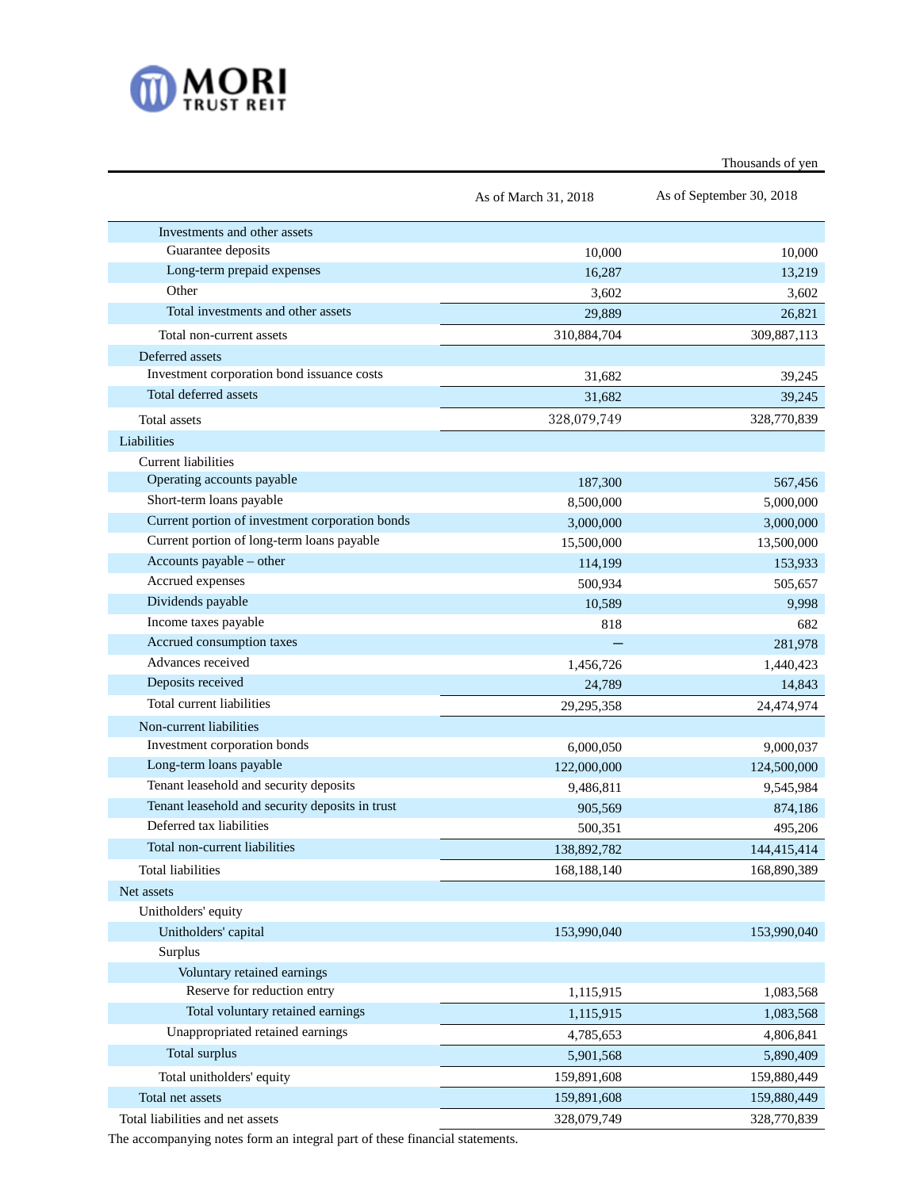Thousands of yen

| | As of March 31, 2018 | As of September 30, 2018 |
|---|---|---|
| Investments and other assets | | |
| Guarantee deposits | 10,000 | 10,000 |
| Long-term prepaid expenses | 16,287 | 13,219 |
| Other | 3,602 | 3,602 |
| Total investments and other assets | 29,889 | 26,821 |
| Total non-current assets | 310,884,704 | 309,887,113 |
| Deferred assets | | |
| Investment corporation bond issuance costs | 31,682 | 39,245 |
| Total deferred assets | 31,682 | 39,245 |
| Total assets | 328,079,749 | 328,770,839 |
| Liabilities | | |
| Current liabilities | | |
| Operating accounts payable | 187,300 | 567,456 |
| Short-term loans payable | 8,500,000 | 5,000,000 |
| Current portion of investment corporation bonds | 3,000,000 | 3,000,000 |
| Current portion of long-term loans payable | 15,500,000 | 13,500,000 |
| Accounts payable – other | 114,199 | 153,933 |
| Accrued expenses | 500,934 | 505,657 |
| Dividends payable | 10,589 | 9,998 |
| Income taxes payable | 818 | 682 |
| Accrued consumption taxes | – | 281,978 |
| Advances received | 1,456,726 | 1,440,423 |
| Deposits received | 24,789 | 14,843 |
| Total current liabilities | 29,295,358 | 24,474,974 |
| Non-current liabilities | | |
| Investment corporation bonds | 6,000,050 | 9,000,037 |
| Long-term loans payable | 122,000,000 | 124,500,000 |
| Tenant leasehold and security deposits | 9,486,811 | 9,545,984 |
| Tenant leasehold and security deposits in trust | 905,569 | 874,186 |
| Deferred tax liabilities | 500,351 | 495,206 |
| Total non-current liabilities | 138,892,782 | 144,415,414 |
| Total liabilities | 168,188,140 | 168,890,389 |
| Net assets | | |
| Unitholders' equity | | |
| Unitholders' capital | 153,990,040 | 153,990,040 |
| Surplus | | |
| Voluntary retained earnings | | |
| Reserve for reduction entry | 1,115,915 | 1,083,568 |
| Total voluntary retained earnings | 1,115,915 | 1,083,568 |
| Unappropriated retained earnings | 4,785,653 | 4,806,841 |
| Total surplus | 5,901,568 | 5,890,409 |
| Total unitholders' equity | 159,891,608 | 159,880,449 |
| Total net assets | 159,891,608 | 159,880,449 |
| Total liabilities and net assets | 328,079,749 | 328,770,839 |

The accompanying notes form an integral part of these financial statements.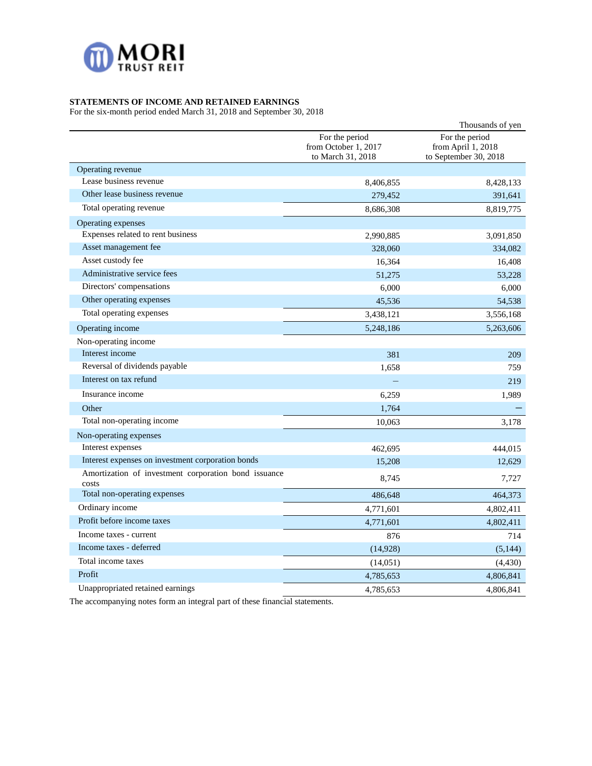### STATEMENTS OF INCOME AND RETAINED EARNINGS

For the six-month period ended March 31, 2018 and September 30, 2018

Thousands of yen

| | For the period from October 1, 2017 to March 31, 2018 | For the period from April 1, 2018 to September 30, 2018 |
|---|---|---|
| Operating revenue | | |
| Lease business revenue | 8,406,855 | 8,428,133 |
| Other lease business revenue | 279,452 | 391,641 |
| Total operating revenue | 8,686,308 | 8,819,775 |
| Operating expenses | | |
| Expenses related to rent business | 2,990,885 | 3,091,850 |
| Asset management fee | 328,060 | 334,082 |
| Asset custody fee | 16,364 | 16,408 |
| Administrative service fees | 51,275 | 53,228 |
| Directors' compensations | 6,000 | 6,000 |
| Other operating expenses | 45,536 | 54,538 |
| Total operating expenses | 3,438,121 | 3,556,168 |
| Operating income | 5,248,186 | 5,263,606 |
| Non-operating income | | |
| Interest income | 381 | 209 |
| Reversal of dividends payable | 1,658 | 759 |
| Interest on tax refund | – | 219 |
| Insurance income | 6,259 | 1,989 |
| Other | 1,764 | – |
| Total non-operating income | 10,063 | 3,178 |
| Non-operating expenses | | |
| Interest expenses | 462,695 | 444,015 |
| Interest expenses on investment corporation bonds | 15,208 | 12,629 |
| Amortization of investment corporation bond issuance costs | 8,745 | 7,727 |
| Total non-operating expenses | 486,648 | 464,373 |
| Ordinary income | 4,771,601 | 4,802,411 |
| Profit before income taxes | 4,771,601 | 4,802,411 |
| Income taxes - current | 876 | 714 |
| Income taxes - deferred | (14,928) | (5,144) |
| Total income taxes | (14,051) | (4,430) |
| Profit | 4,785,653 | 4,806,841 |
| Unappropriated retained earnings | 4,785,653 | 4,806,841 |

The accompanying notes form an integral part of these financial statements.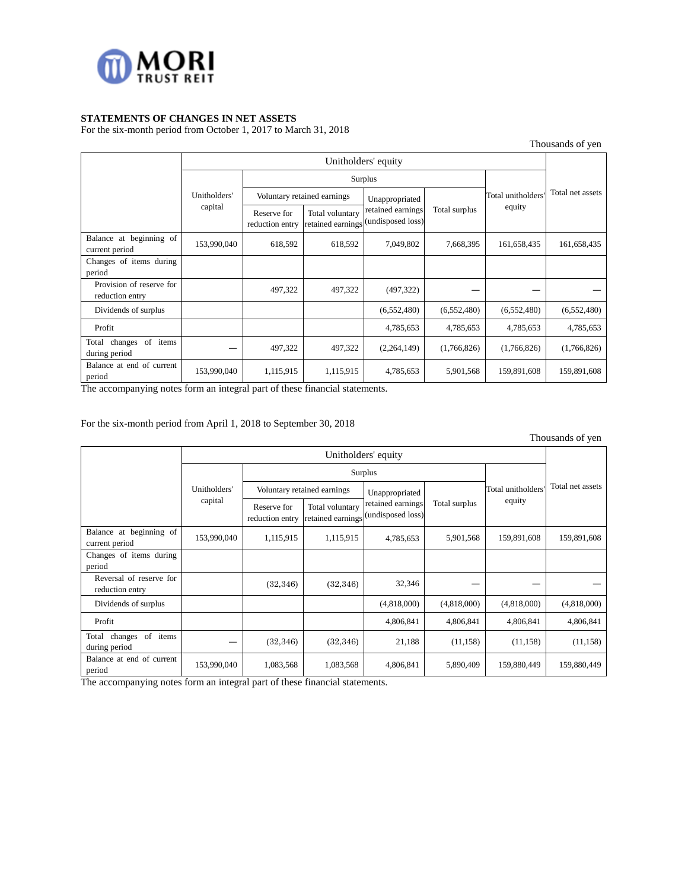MORI TRUST REIT

**STATEMENTS OF CHANGES IN NET ASSETS**
For the six-month period from October 1, 2017 to March 31, 2018

Thousands of yen

| | Unitholders' equity | | | | | | Total net assets |
|---|---|---|---|---|---|---|---|
| | Unitholders' capital | Surplus | | | | Total unitholders' equity | |
| | | Voluntary retained earnings | | Unappropriated retained earnings (undisposed loss) | Total surplus | | |
| | | Reserve for reduction entry | Total voluntary retained earnings | | | | |
| Balance at beginning of current period | 153,990,040 | 618,592 | 618,592 | 7,049,802 | 7,668,395 | 161,658,435 | 161,658,435 |
| Changes of items during period | | | | | | | |
| Provision of reserve for reduction entry | | 497,322 | 497,322 | (497,322) | — | — | — |
| Dividends of surplus | | | | (6,552,480) | (6,552,480) | (6,552,480) | (6,552,480) |
| Profit | | | | 4,785,653 | 4,785,653 | 4,785,653 | 4,785,653 |
| Total changes of items during period | — | 497,322 | 497,322 | (2,264,149) | (1,766,826) | (1,766,826) | (1,766,826) |
| Balance at end of current period | 153,990,040 | 1,115,915 | 1,115,915 | 4,785,653 | 5,901,568 | 159,891,608 | 159,891,608 |

The accompanying notes form an integral part of these financial statements.

For the six-month period from April 1, 2018 to September 30, 2018

Thousands of yen

| | Unitholders' equity | | | | | | Total net assets |
|---|---|---|---|---|---|---|---|
| | Unitholders' capital | Surplus | | | | Total unitholders' equity | |
| | | Voluntary retained earnings | | Unappropriated retained earnings (undisposed loss) | Total surplus | | |
| | | Reserve for reduction entry | Total voluntary retained earnings | | | | |
| Balance at beginning of current period | 153,990,040 | 1,115,915 | 1,115,915 | 4,785,653 | 5,901,568 | 159,891,608 | 159,891,608 |
| Changes of items during period | | | | | | | |
| Reversal of reserve for reduction entry | | (32,346) | (32,346) | 32,346 | — | — | — |
| Dividends of surplus | | | | (4,818,000) | (4,818,000) | (4,818,000) | (4,818,000) |
| Profit | | | | 4,806,841 | 4,806,841 | 4,806,841 | 4,806,841 |
| Total changes of items during period | — | (32,346) | (32,346) | 21,188 | (11,158) | (11,158) | (11,158) |
| Balance at end of current period | 153,990,040 | 1,083,568 | 1,083,568 | 4,806,841 | 5,890,409 | 159,880,449 | 159,880,449 |

The accompanying notes form an integral part of these financial statements.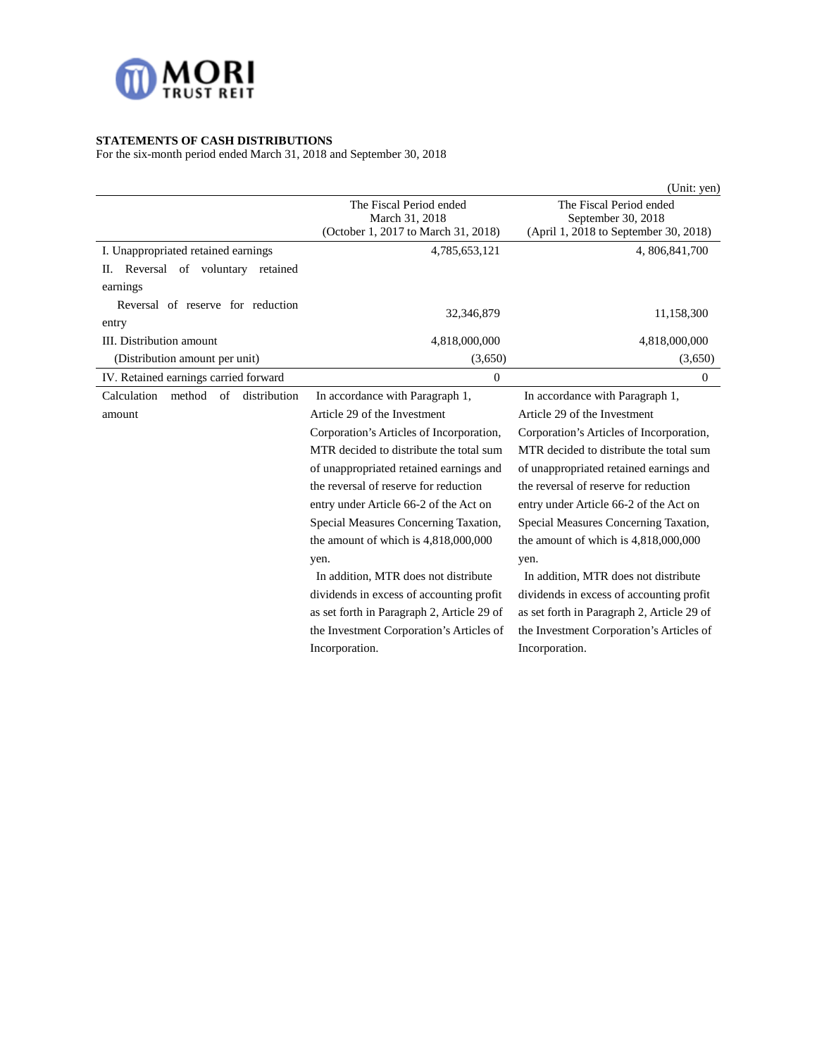**STATEMENTS OF CASH DISTRIBUTIONS**
For the six-month period ended March 31, 2018 and September 30, 2018

(Unit: yen)

| | The Fiscal Period ended March 31, 2018 (October 1, 2017 to March 31, 2018) | The Fiscal Period ended September 30, 2018 (April 1, 2018 to September 30, 2018) |
|---|---|---|
| I. Unappropriated retained earnings | 4,785,653,121 | 4, 806,841,700 |
| II. Reversal of voluntary retained earnings | | |
| Reversal of reserve for reduction entry | 32,346,879 | 11,158,300 |
| III. Distribution amount | 4,818,000,000 | 4,818,000,000 |
| (Distribution amount per unit) | (3,650) | (3,650) |
| IV. Retained earnings carried forward | 0 | 0 |
| Calculation method of distribution amount | In accordance with Paragraph 1, Article 29 of the Investment Corporation's Articles of Incorporation, MTR decided to distribute the total sum of unappropriated retained earnings and the reversal of reserve for reduction entry under Article 66-2 of the Act on Special Measures Concerning Taxation, the amount of which is 4,818,000,000 yen. In addition, MTR does not distribute dividends in excess of accounting profit as set forth in Paragraph 2, Article 29 of the Investment Corporation's Articles of Incorporation. | In accordance with Paragraph 1, Article 29 of the Investment Corporation's Articles of Incorporation, MTR decided to distribute the total sum of unappropriated retained earnings and the reversal of reserve for reduction entry under Article 66-2 of the Act on Special Measures Concerning Taxation, the amount of which is 4,818,000,000 yen. In addition, MTR does not distribute dividends in excess of accounting profit as set forth in Paragraph 2, Article 29 of the Investment Corporation's Articles of Incorporation. |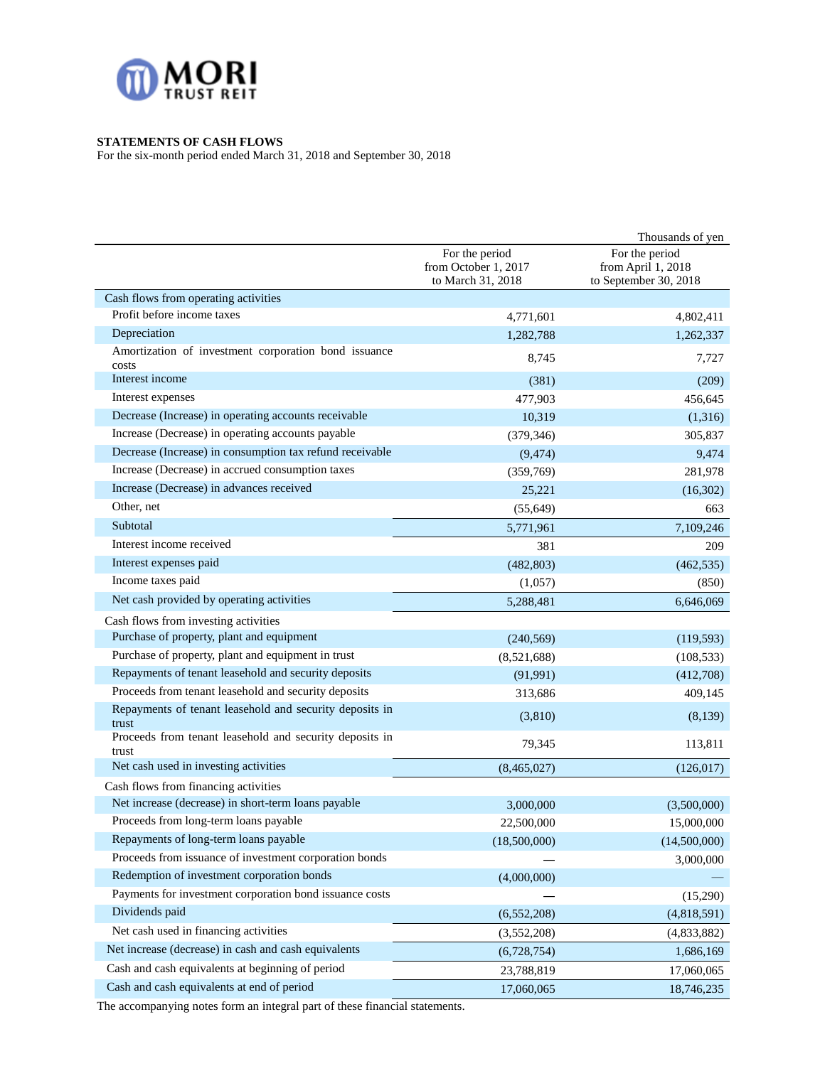**STATEMENTS OF CASH FLOWS**
For the six-month period ended March 31, 2018 and September 30, 2018

Thousands of yen

| | For the period from October 1, 2017 to March 31, 2018 | For the period from April 1, 2018 to September 30, 2018 |
|---|---|---|
| Cash flows from operating activities | | |
| Profit before income taxes | 4,771,601 | 4,802,411 |
| Depreciation | 1,282,788 | 1,262,337 |
| Amortization of investment corporation bond issuance costs | 8,745 | 7,727 |
| Interest income | (381) | (209) |
| Interest expenses | 477,903 | 456,645 |
| Decrease (Increase) in operating accounts receivable | 10,319 | (1,316) |
| Increase (Decrease) in operating accounts payable | (379,346) | 305,837 |
| Decrease (Increase) in consumption tax refund receivable | (9,474) | 9,474 |
| Increase (Decrease) in accrued consumption taxes | (359,769) | 281,978 |
| Increase (Decrease) in advances received | 25,221 | (16,302) |
| Other, net | (55,649) | 663 |
| Subtotal | 5,771,961 | 7,109,246 |
| Interest income received | 381 | 209 |
| Interest expenses paid | (482,803) | (462,535) |
| Income taxes paid | (1,057) | (850) |
| Net cash provided by operating activities | 5,288,481 | 6,646,069 |
| Cash flows from investing activities | | |
| Purchase of property, plant and equipment | (240,569) | (119,593) |
| Purchase of property, plant and equipment in trust | (8,521,688) | (108,533) |
| Repayments of tenant leasehold and security deposits | (91,991) | (412,708) |
| Proceeds from tenant leasehold and security deposits | 313,686 | 409,145 |
| Repayments of tenant leasehold and security deposits in trust | (3,810) | (8,139) |
| Proceeds from tenant leasehold and security deposits in trust | 79,345 | 113,811 |
| Net cash used in investing activities | (8,465,027) | (126,017) |
| Cash flows from financing activities | | |
| Net increase (decrease) in short-term loans payable | 3,000,000 | (3,500,000) |
| Proceeds from long-term loans payable | 22,500,000 | 15,000,000 |
| Repayments of long-term loans payable | (18,500,000) | (14,500,000) |
| Proceeds from issuance of investment corporation bonds | — | 3,000,000 |
| Redemption of investment corporation bonds | (4,000,000) | — |
| Payments for investment corporation bond issuance costs | — | (15,290) |
| Dividends paid | (6,552,208) | (4,818,591) |
| Net cash used in financing activities | (3,552,208) | (4,833,882) |
| Net increase (decrease) in cash and cash equivalents | (6,728,754) | 1,686,169 |
| Cash and cash equivalents at beginning of period | 23,788,819 | 17,060,065 |
| Cash and cash equivalents at end of period | 17,060,065 | 18,746,235 |

The accompanying notes form an integral part of these financial statements.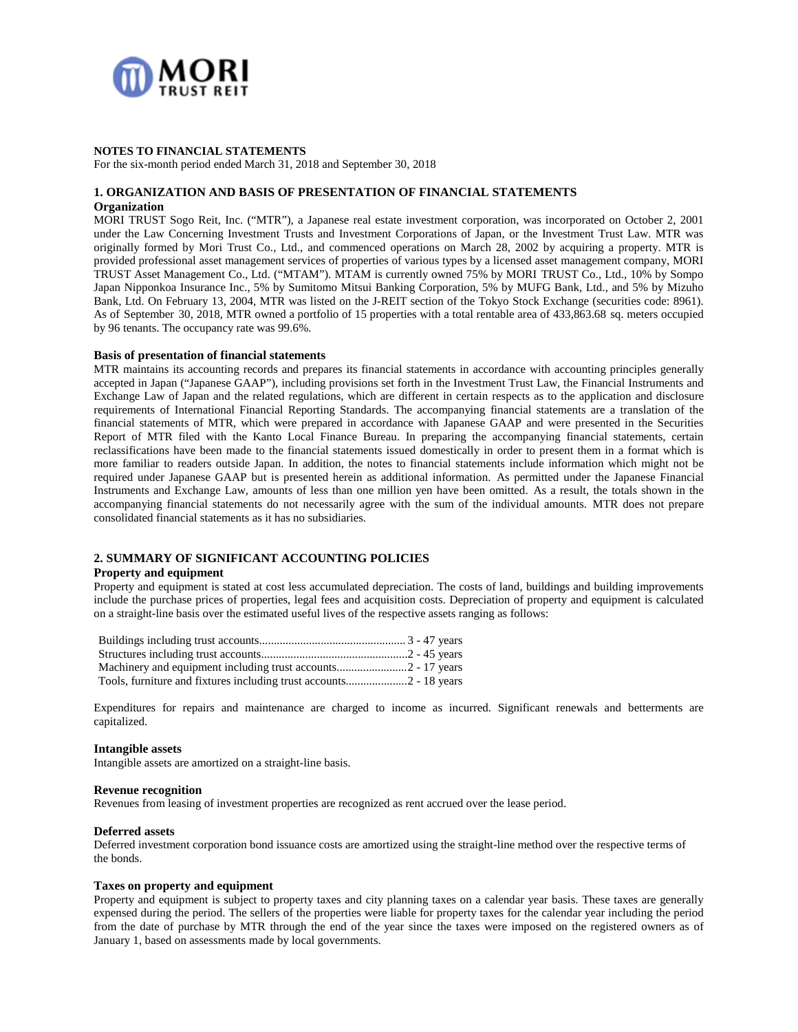**NOTES TO FINANCIAL STATEMENTS**

For the six-month period ended March 31, 2018 and September 30, 2018

## 1. ORGANIZATION AND BASIS OF PRESENTATION OF FINANCIAL STATEMENTS

### Organization

MORI TRUST Sogo Reit, Inc. ("MTR"), a Japanese real estate investment corporation, was incorporated on October 2, 2001 under the Law Concerning Investment Trusts and Investment Corporations of Japan, or the Investment Trust Law. MTR was originally formed by Mori Trust Co., Ltd., and commenced operations on March 28, 2002 by acquiring a property. MTR is provided professional asset management services of properties of various types by a licensed asset management company, MORI TRUST Asset Management Co., Ltd. ("MTAM"). MTAM is currently owned 75% by MORI TRUST Co., Ltd., 10% by Sompo Japan Nipponkoa Insurance Inc., 5% by Sumitomo Mitsui Banking Corporation, 5% by MUFG Bank, Ltd., and 5% by Mizuho Bank, Ltd. On February 13, 2004, MTR was listed on the J-REIT section of the Tokyo Stock Exchange (securities code: 8961). As of September 30, 2018, MTR owned a portfolio of 15 properties with a total rentable area of 433,863.68 sq. meters occupied by 96 tenants. The occupancy rate was 99.6%.

### Basis of presentation of financial statements

MTR maintains its accounting records and prepares its financial statements in accordance with accounting principles generally accepted in Japan ("Japanese GAAP"), including provisions set forth in the Investment Trust Law, the Financial Instruments and Exchange Law of Japan and the related regulations, which are different in certain respects as to the application and disclosure requirements of International Financial Reporting Standards. The accompanying financial statements are a translation of the financial statements of MTR, which were prepared in accordance with Japanese GAAP and were presented in the Securities Report of MTR filed with the Kanto Local Finance Bureau. In preparing the accompanying financial statements, certain reclassifications have been made to the financial statements issued domestically in order to present them in a format which is more familiar to readers outside Japan. In addition, the notes to financial statements include information which might not be required under Japanese GAAP but is presented herein as additional information. As permitted under the Japanese Financial Instruments and Exchange Law, amounts of less than one million yen have been omitted. As a result, the totals shown in the accompanying financial statements do not necessarily agree with the sum of the individual amounts. MTR does not prepare consolidated financial statements as it has no subsidiaries.

## 2. SUMMARY OF SIGNIFICANT ACCOUNTING POLICIES

### Property and equipment

Property and equipment is stated at cost less accumulated depreciation. The costs of land, buildings and building improvements include the purchase prices of properties, legal fees and acquisition costs. Depreciation of property and equipment is calculated on a straight-line basis over the estimated useful lives of the respective assets ranging as follows:

| | |
|---|---|
| Buildings including trust accounts | 3 - 47 years |
| Structures including trust accounts | 2 - 45 years |
| Machinery and equipment including trust accounts | 2 - 17 years |
| Tools, furniture and fixtures including trust accounts | 2 - 18 years |

Expenditures for repairs and maintenance are charged to income as incurred. Significant renewals and betterments are capitalized.

### Intangible assets

Intangible assets are amortized on a straight-line basis.

### Revenue recognition

Revenues from leasing of investment properties are recognized as rent accrued over the lease period.

### Deferred assets

Deferred investment corporation bond issuance costs are amortized using the straight-line method over the respective terms of the bonds.

### Taxes on property and equipment

Property and equipment is subject to property taxes and city planning taxes on a calendar year basis. These taxes are generally expensed during the period. The sellers of the properties were liable for property taxes for the calendar year including the period from the date of purchase by MTR through the end of the year since the taxes were imposed on the registered owners as of January 1, based on assessments made by local governments.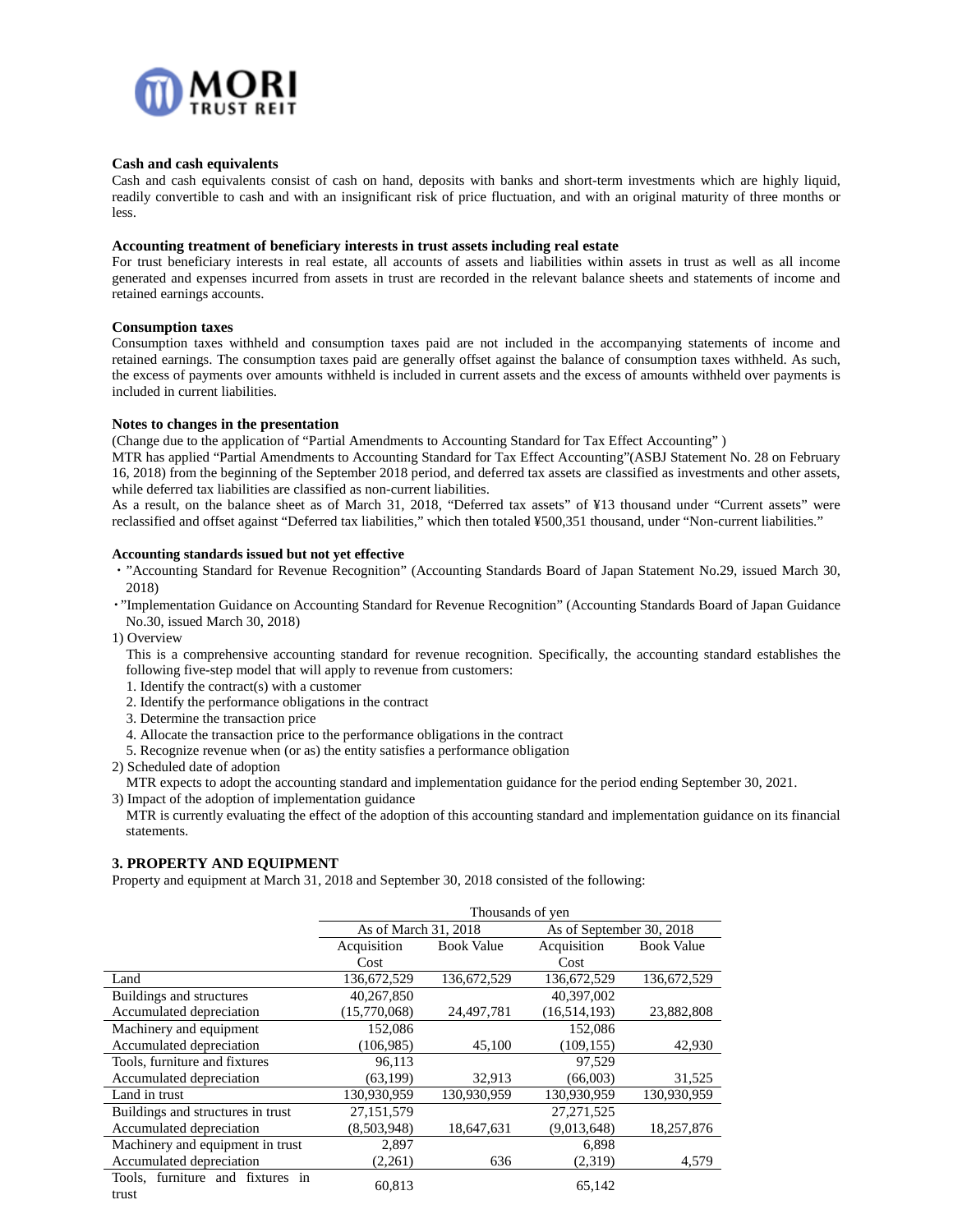**Cash and cash equivalents**

Cash and cash equivalents consist of cash on hand, deposits with banks and short-term investments which are highly liquid, readily convertible to cash and with an insignificant risk of price fluctuation, and with an original maturity of three months or less.

**Accounting treatment of beneficiary interests in trust assets including real estate**

For trust beneficiary interests in real estate, all accounts of assets and liabilities within assets in trust as well as all income generated and expenses incurred from assets in trust are recorded in the relevant balance sheets and statements of income and retained earnings accounts.

**Consumption taxes**

Consumption taxes withheld and consumption taxes paid are not included in the accompanying statements of income and retained earnings. The consumption taxes paid are generally offset against the balance of consumption taxes withheld. As such, the excess of payments over amounts withheld is included in current assets and the excess of amounts withheld over payments is included in current liabilities.

**Notes to changes in the presentation**

(Change due to the application of "Partial Amendments to Accounting Standard for Tax Effect Accounting" )

MTR has applied "Partial Amendments to Accounting Standard for Tax Effect Accounting"(ASBJ Statement No. 28 on February 16, 2018) from the beginning of the September 2018 period, and deferred tax assets are classified as investments and other assets, while deferred tax liabilities are classified as non-current liabilities.

As a result, on the balance sheet as of March 31, 2018, "Deferred tax assets" of ¥13 thousand under "Current assets" were reclassified and offset against "Deferred tax liabilities," which then totaled ¥500,351 thousand, under "Non-current liabilities."

**Accounting standards issued but not yet effective**

・"Accounting Standard for Revenue Recognition" (Accounting Standards Board of Japan Statement No.29, issued March 30, 2018)

・"Implementation Guidance on Accounting Standard for Revenue Recognition" (Accounting Standards Board of Japan Guidance No.30, issued March 30, 2018)

1) Overview

This is a comprehensive accounting standard for revenue recognition. Specifically, the accounting standard establishes the following five-step model that will apply to revenue from customers:

1. Identify the contract(s) with a customer
2. Identify the performance obligations in the contract
3. Determine the transaction price
4. Allocate the transaction price to the performance obligations in the contract
5. Recognize revenue when (or as) the entity satisfies a performance obligation

2) Scheduled date of adoption

MTR expects to adopt the accounting standard and implementation guidance for the period ending September 30, 2021.

3) Impact of the adoption of implementation guidance

MTR is currently evaluating the effect of the adoption of this accounting standard and implementation guidance on its financial statements.

## 3. PROPERTY AND EQUIPMENT

Property and equipment at March 31, 2018 and September 30, 2018 consisted of the following:

| | Thousands of yen | | | |
|---|---|---|---|---|
| | As of March 31, 2018 | | As of September 30, 2018 | |
| | Acquisition Cost | Book Value | Acquisition Cost | Book Value |
| Land | 136,672,529 | 136,672,529 | 136,672,529 | 136,672,529 |
| Buildings and structures | 40,267,850 | | 40,397,002 | |
| Accumulated depreciation | (15,770,068) | 24,497,781 | (16,514,193) | 23,882,808 |
| Machinery and equipment | 152,086 | | 152,086 | |
| Accumulated depreciation | (106,985) | 45,100 | (109,155) | 42,930 |
| Tools, furniture and fixtures | 96,113 | | 97,529 | |
| Accumulated depreciation | (63,199) | 32,913 | (66,003) | 31,525 |
| Land in trust | 130,930,959 | 130,930,959 | 130,930,959 | 130,930,959 |
| Buildings and structures in trust | 27,151,579 | | 27,271,525 | |
| Accumulated depreciation | (8,503,948) | 18,647,631 | (9,013,648) | 18,257,876 |
| Machinery and equipment in trust | 2,897 | | 6,898 | |
| Accumulated depreciation | (2,261) | 636 | (2,319) | 4,579 |
| Tools, furniture and fixtures in trust | 60,813 | | 65,142 | |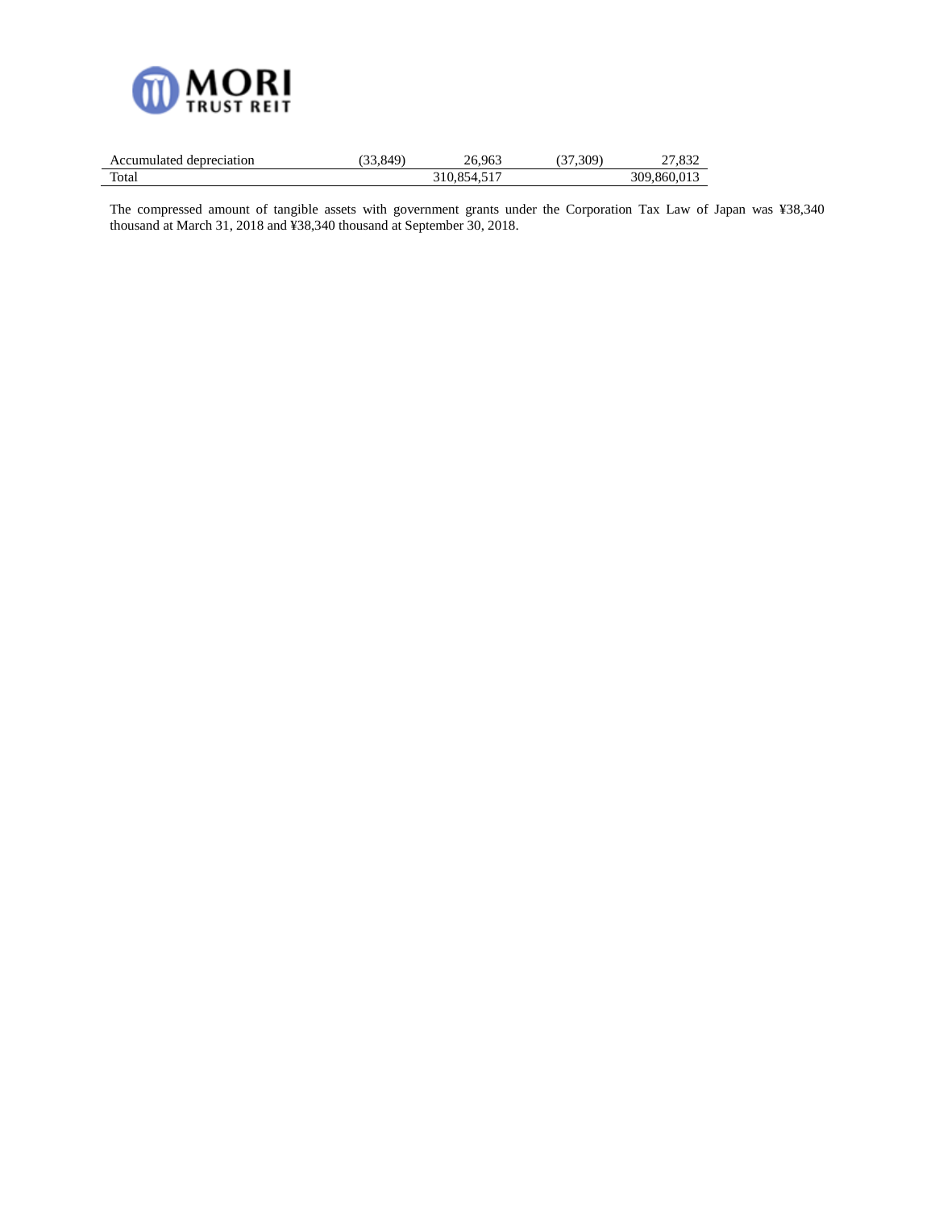| | | | | |
|---|---|---|---|---|
| Accumulated depreciation | (33,849) | 26,963 | (37,309) | 27,832 |
| Total | | 310,854,517 | | 309,860,013 |

The compressed amount of tangible assets with government grants under the Corporation Tax Law of Japan was ¥38,340 thousand at March 31, 2018 and ¥38,340 thousand at September 30, 2018.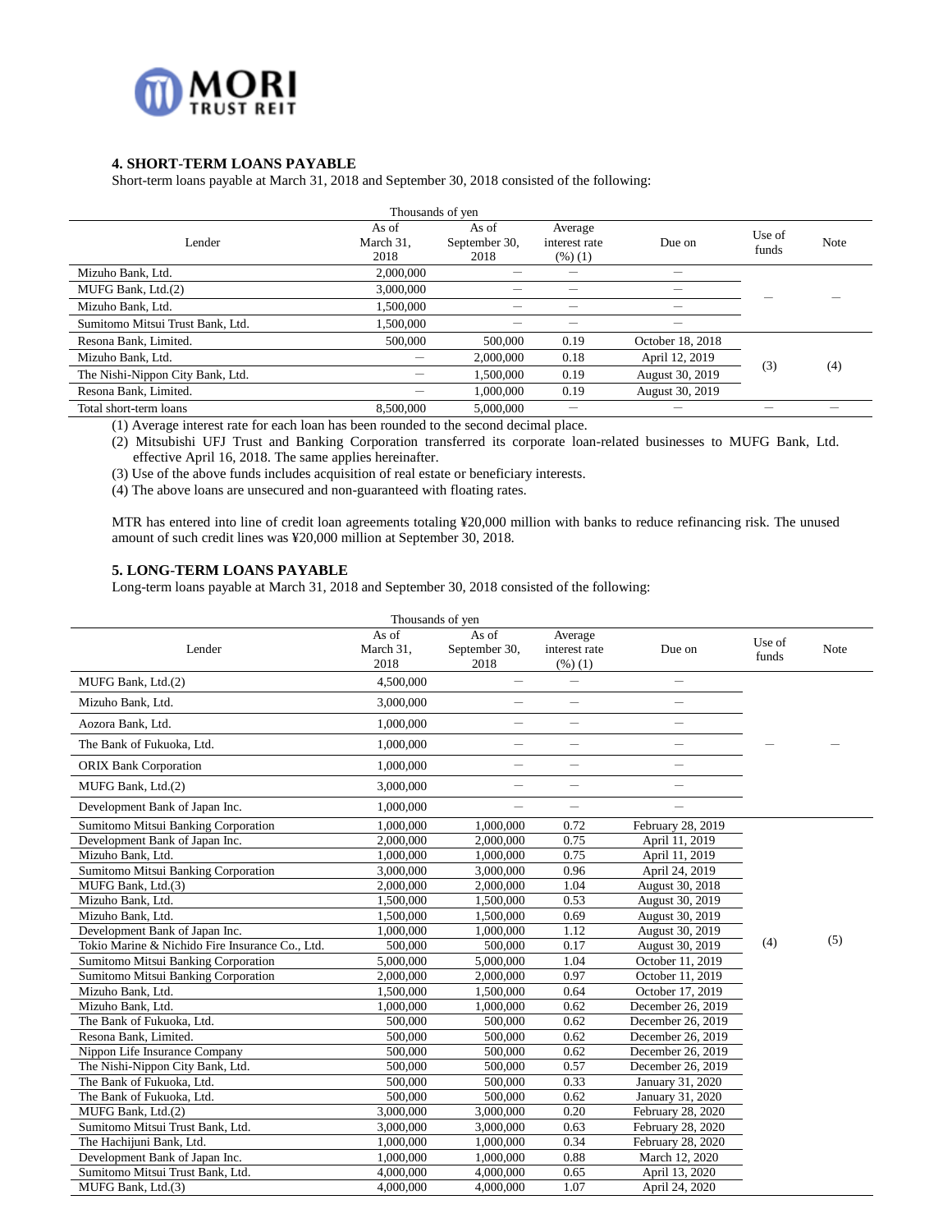## 4. SHORT-TERM LOANS PAYABLE

Short-term loans payable at March 31, 2018 and September 30, 2018 consisted of the following:

| Lender | Thousands of yen As of March 31, 2018 | As of September 30, 2018 | Average interest rate (%) (1) | Due on | Use of funds | Note |
|---|---|---|---|---|---|---|
| Mizuho Bank, Ltd. | 2,000,000 | — | — | — | — | — |
| MUFG Bank, Ltd.(2) | 3,000,000 | — | — | — | | |
| Mizuho Bank, Ltd. | 1,500,000 | — | — | — | | |
| Sumitomo Mitsui Trust Bank, Ltd. | 1,500,000 | — | — | — | | |
| Resona Bank, Limited. | 500,000 | 500,000 | 0.19 | October 18, 2018 | (3) | (4) |
| Mizuho Bank, Ltd. | — | 2,000,000 | 0.18 | April 12, 2019 | | |
| The Nishi-Nippon City Bank, Ltd. | — | 1,500,000 | 0.19 | August 30, 2019 | | |
| Resona Bank, Limited. | — | 1,000,000 | 0.19 | August 30, 2019 | | |
| Total short-term loans | 8,500,000 | 5,000,000 | — | — | — | — |

(1) Average interest rate for each loan has been rounded to the second decimal place.

(2) Mitsubishi UFJ Trust and Banking Corporation transferred its corporate loan-related businesses to MUFG Bank, Ltd. effective April 16, 2018. The same applies hereinafter.

(3) Use of the above funds includes acquisition of real estate or beneficiary interests.

(4) The above loans are unsecured and non-guaranteed with floating rates.

MTR has entered into line of credit loan agreements totaling ¥20,000 million with banks to reduce refinancing risk. The unused amount of such credit lines was ¥20,000 million at September 30, 2018.

## 5. LONG-TERM LOANS PAYABLE

Long-term loans payable at March 31, 2018 and September 30, 2018 consisted of the following:

| Lender | Thousands of yen As of March 31, 2018 | As of September 30, 2018 | Average interest rate (%) (1) | Due on | Use of funds | Note |
|---|---|---|---|---|---|---|
| MUFG Bank, Ltd.(2) | 4,500,000 | — | — | — | — | — |
| Mizuho Bank, Ltd. | 3,000,000 | — | — | — | | |
| Aozora Bank, Ltd. | 1,000,000 | — | — | — | | |
| The Bank of Fukuoka, Ltd. | 1,000,000 | — | — | — | | |
| ORIX Bank Corporation | 1,000,000 | — | — | — | | |
| MUFG Bank, Ltd.(2) | 3,000,000 | — | — | — | | |
| Development Bank of Japan Inc. | 1,000,000 | — | — | — | | |
| Sumitomo Mitsui Banking Corporation | 1,000,000 | 1,000,000 | 0.72 | February 28, 2019 | (4) | (5) |
| Development Bank of Japan Inc. | 2,000,000 | 2,000,000 | 0.75 | April 11, 2019 | | |
| Mizuho Bank, Ltd. | 1,000,000 | 1,000,000 | 0.75 | April 11, 2019 | | |
| Sumitomo Mitsui Banking Corporation | 3,000,000 | 3,000,000 | 0.96 | April 24, 2019 | | |
| MUFG Bank, Ltd.(3) | 2,000,000 | 2,000,000 | 1.04 | August 30, 2018 | | |
| Mizuho Bank, Ltd. | 1,500,000 | 1,500,000 | 0.53 | August 30, 2019 | | |
| Mizuho Bank, Ltd. | 1,500,000 | 1,500,000 | 0.69 | August 30, 2019 | | |
| Development Bank of Japan Inc. | 1,000,000 | 1,000,000 | 1.12 | August 30, 2019 | | |
| Tokio Marine & Nichido Fire Insurance Co., Ltd. | 500,000 | 500,000 | 0.17 | August 30, 2019 | | |
| Sumitomo Mitsui Banking Corporation | 5,000,000 | 5,000,000 | 1.04 | October 11, 2019 | | |
| Sumitomo Mitsui Banking Corporation | 2,000,000 | 2,000,000 | 0.97 | October 11, 2019 | | |
| Mizuho Bank, Ltd. | 1,500,000 | 1,500,000 | 0.64 | October 17, 2019 | | |
| Mizuho Bank, Ltd. | 1,000,000 | 1,000,000 | 0.62 | December 26, 2019 | | |
| The Bank of Fukuoka, Ltd. | 500,000 | 500,000 | 0.62 | December 26, 2019 | | |
| Resona Bank, Limited. | 500,000 | 500,000 | 0.62 | December 26, 2019 | | |
| Nippon Life Insurance Company | 500,000 | 500,000 | 0.62 | December 26, 2019 | | |
| The Nishi-Nippon City Bank, Ltd. | 500,000 | 500,000 | 0.57 | December 26, 2019 | | |
| The Bank of Fukuoka, Ltd. | 500,000 | 500,000 | 0.33 | January 31, 2020 | | |
| The Bank of Fukuoka, Ltd. | 500,000 | 500,000 | 0.62 | January 31, 2020 | | |
| MUFG Bank, Ltd.(2) | 3,000,000 | 3,000,000 | 0.20 | February 28, 2020 | | |
| Sumitomo Mitsui Trust Bank, Ltd. | 3,000,000 | 3,000,000 | 0.63 | February 28, 2020 | | |
| The Hachijuni Bank, Ltd. | 1,000,000 | 1,000,000 | 0.34 | February 28, 2020 | | |
| Development Bank of Japan Inc. | 1,000,000 | 1,000,000 | 0.88 | March 12, 2020 | | |
| Sumitomo Mitsui Trust Bank, Ltd. | 4,000,000 | 4,000,000 | 0.65 | April 13, 2020 | | |
| MUFG Bank, Ltd.(3) | 4,000,000 | 4,000,000 | 1.07 | April 24, 2020 | | |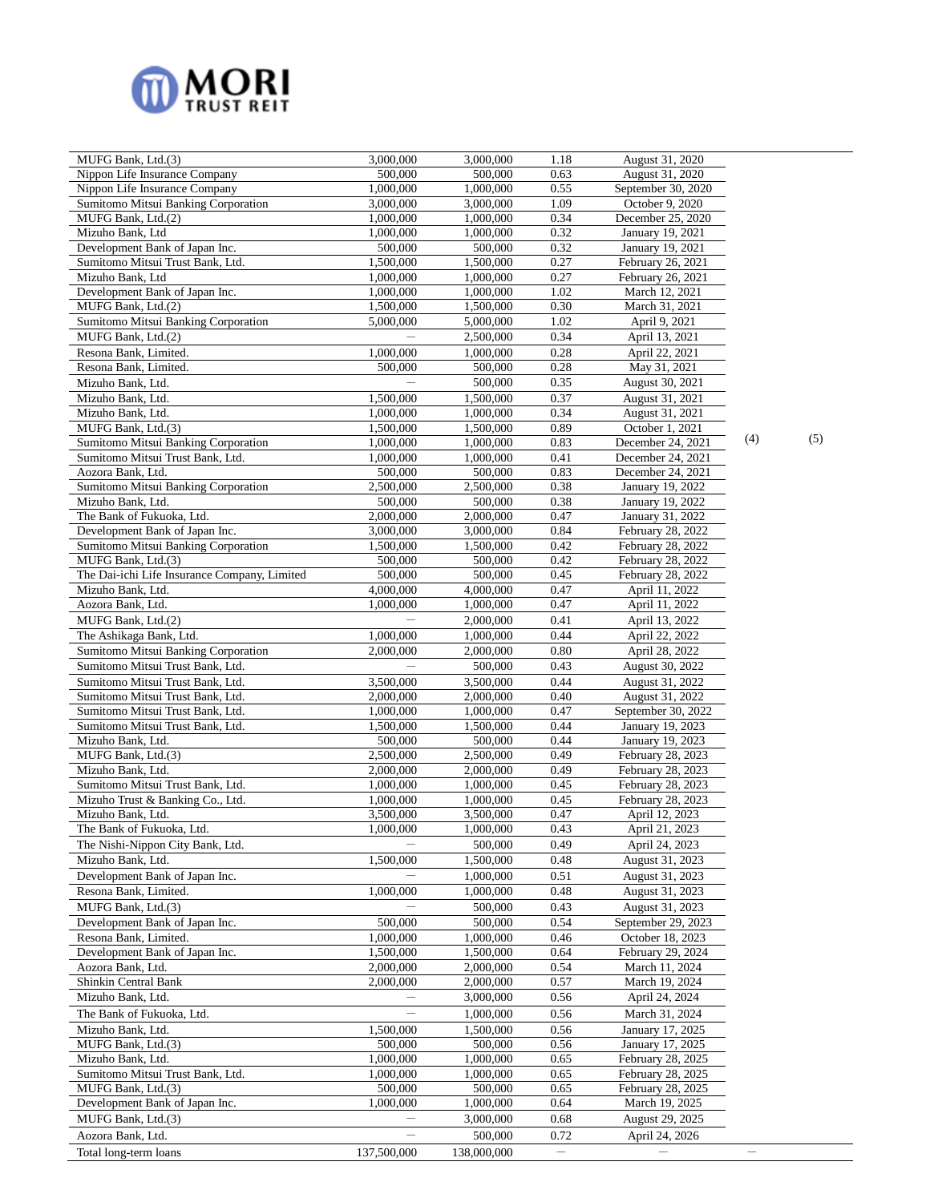| | | | | | | |
|---|---|---|---|---|---|---|
| MUFG Bank, Ltd.(3) | 3,000,000 | 3,000,000 | 1.18 | August 31, 2020 | | |
| Nippon Life Insurance Company | 500,000 | 500,000 | 0.63 | August 31, 2020 | | |
| Nippon Life Insurance Company | 1,000,000 | 1,000,000 | 0.55 | September 30, 2020 | | |
| Sumitomo Mitsui Banking Corporation | 3,000,000 | 3,000,000 | 1.09 | October 9, 2020 | | |
| MUFG Bank, Ltd.(2) | 1,000,000 | 1,000,000 | 0.34 | December 25, 2020 | | |
| Mizuho Bank, Ltd | 1,000,000 | 1,000,000 | 0.32 | January 19, 2021 | | |
| Development Bank of Japan Inc. | 500,000 | 500,000 | 0.32 | January 19, 2021 | | |
| Sumitomo Mitsui Trust Bank, Ltd. | 1,500,000 | 1,500,000 | 0.27 | February 26, 2021 | | |
| Mizuho Bank, Ltd | 1,000,000 | 1,000,000 | 0.27 | February 26, 2021 | | |
| Development Bank of Japan Inc. | 1,000,000 | 1,000,000 | 1.02 | March 12, 2021 | | |
| MUFG Bank, Ltd.(2) | 1,500,000 | 1,500,000 | 0.30 | March 31, 2021 | | |
| Sumitomo Mitsui Banking Corporation | 5,000,000 | 5,000,000 | 1.02 | April 9, 2021 | | |
| MUFG Bank, Ltd.(2) | — | 2,500,000 | 0.34 | April 13, 2021 | | |
| Resona Bank, Limited. | 1,000,000 | 1,000,000 | 0.28 | April 22, 2021 | | |
| Resona Bank, Limited. | 500,000 | 500,000 | 0.28 | May 31, 2021 | | |
| Mizuho Bank, Ltd. | — | 500,000 | 0.35 | August 30, 2021 | | |
| Mizuho Bank, Ltd. | 1,500,000 | 1,500,000 | 0.37 | August 31, 2021 | | |
| Mizuho Bank, Ltd. | 1,000,000 | 1,000,000 | 0.34 | August 31, 2021 | | |
| MUFG Bank, Ltd.(3) | 1,500,000 | 1,500,000 | 0.89 | October 1, 2021 | | |
| Sumitomo Mitsui Banking Corporation | 1,000,000 | 1,000,000 | 0.83 | December 24, 2021 | (4) | (5) |
| Sumitomo Mitsui Trust Bank, Ltd. | 1,000,000 | 1,000,000 | 0.41 | December 24, 2021 | | |
| Aozora Bank, Ltd. | 500,000 | 500,000 | 0.83 | December 24, 2021 | | |
| Sumitomo Mitsui Banking Corporation | 2,500,000 | 2,500,000 | 0.38 | January 19, 2022 | | |
| Mizuho Bank, Ltd. | 500,000 | 500,000 | 0.38 | January 19, 2022 | | |
| The Bank of Fukuoka, Ltd. | 2,000,000 | 2,000,000 | 0.47 | January 31, 2022 | | |
| Development Bank of Japan Inc. | 3,000,000 | 3,000,000 | 0.84 | February 28, 2022 | | |
| Sumitomo Mitsui Banking Corporation | 1,500,000 | 1,500,000 | 0.42 | February 28, 2022 | | |
| MUFG Bank, Ltd.(3) | 500,000 | 500,000 | 0.42 | February 28, 2022 | | |
| The Dai-ichi Life Insurance Company, Limited | 500,000 | 500,000 | 0.45 | February 28, 2022 | | |
| Mizuho Bank, Ltd. | 4,000,000 | 4,000,000 | 0.47 | April 11, 2022 | | |
| Aozora Bank, Ltd. | 1,000,000 | 1,000,000 | 0.47 | April 11, 2022 | | |
| MUFG Bank, Ltd.(2) | — | 2,000,000 | 0.41 | April 13, 2022 | | |
| The Ashikaga Bank, Ltd. | 1,000,000 | 1,000,000 | 0.44 | April 22, 2022 | | |
| Sumitomo Mitsui Banking Corporation | 2,000,000 | 2,000,000 | 0.80 | April 28, 2022 | | |
| Sumitomo Mitsui Trust Bank, Ltd. | — | 500,000 | 0.43 | August 30, 2022 | | |
| Sumitomo Mitsui Trust Bank, Ltd. | 3,500,000 | 3,500,000 | 0.44 | August 31, 2022 | | |
| Sumitomo Mitsui Trust Bank, Ltd. | 2,000,000 | 2,000,000 | 0.40 | August 31, 2022 | | |
| Sumitomo Mitsui Trust Bank, Ltd. | 1,000,000 | 1,000,000 | 0.47 | September 30, 2022 | | |
| Sumitomo Mitsui Trust Bank, Ltd. | 1,500,000 | 1,500,000 | 0.44 | January 19, 2023 | | |
| Mizuho Bank, Ltd. | 500,000 | 500,000 | 0.44 | January 19, 2023 | | |
| MUFG Bank, Ltd.(3) | 2,500,000 | 2,500,000 | 0.49 | February 28, 2023 | | |
| Mizuho Bank, Ltd. | 2,000,000 | 2,000,000 | 0.49 | February 28, 2023 | | |
| Sumitomo Mitsui Trust Bank, Ltd. | 1,000,000 | 1,000,000 | 0.45 | February 28, 2023 | | |
| Mizuho Trust & Banking Co., Ltd. | 1,000,000 | 1,000,000 | 0.45 | February 28, 2023 | | |
| Mizuho Bank, Ltd. | 3,500,000 | 3,500,000 | 0.47 | April 12, 2023 | | |
| The Bank of Fukuoka, Ltd. | 1,000,000 | 1,000,000 | 0.43 | April 21, 2023 | | |
| The Nishi-Nippon City Bank, Ltd. | — | 500,000 | 0.49 | April 24, 2023 | | |
| Mizuho Bank, Ltd. | 1,500,000 | 1,500,000 | 0.48 | August 31, 2023 | | |
| Development Bank of Japan Inc. | — | 1,000,000 | 0.51 | August 31, 2023 | | |
| Resona Bank, Limited. | 1,000,000 | 1,000,000 | 0.48 | August 31, 2023 | | |
| MUFG Bank, Ltd.(3) | — | 500,000 | 0.43 | August 31, 2023 | | |
| Development Bank of Japan Inc. | 500,000 | 500,000 | 0.54 | September 29, 2023 | | |
| Resona Bank, Limited. | 1,000,000 | 1,000,000 | 0.46 | October 18, 2023 | | |
| Development Bank of Japan Inc. | 1,500,000 | 1,500,000 | 0.64 | February 29, 2024 | | |
| Aozora Bank, Ltd. | 2,000,000 | 2,000,000 | 0.54 | March 11, 2024 | | |
| Shinkin Central Bank | 2,000,000 | 2,000,000 | 0.57 | March 19, 2024 | | |
| Mizuho Bank, Ltd. | — | 3,000,000 | 0.56 | April 24, 2024 | | |
| The Bank of Fukuoka, Ltd. | — | 1,000,000 | 0.56 | March 31, 2024 | | |
| Mizuho Bank, Ltd. | 1,500,000 | 1,500,000 | 0.56 | January 17, 2025 | | |
| MUFG Bank, Ltd.(3) | 500,000 | 500,000 | 0.56 | January 17, 2025 | | |
| Mizuho Bank, Ltd. | 1,000,000 | 1,000,000 | 0.65 | February 28, 2025 | | |
| Sumitomo Mitsui Trust Bank, Ltd. | 1,000,000 | 1,000,000 | 0.65 | February 28, 2025 | | |
| MUFG Bank, Ltd.(3) | 500,000 | 500,000 | 0.65 | February 28, 2025 | | |
| Development Bank of Japan Inc. | 1,000,000 | 1,000,000 | 0.64 | March 19, 2025 | | |
| MUFG Bank, Ltd.(3) | — | 3,000,000 | 0.68 | August 29, 2025 | | |
| Aozora Bank, Ltd. | — | 500,000 | 0.72 | April 24, 2026 | | |
| Total long-term loans | 137,500,000 | 138,000,000 | — | — | — | |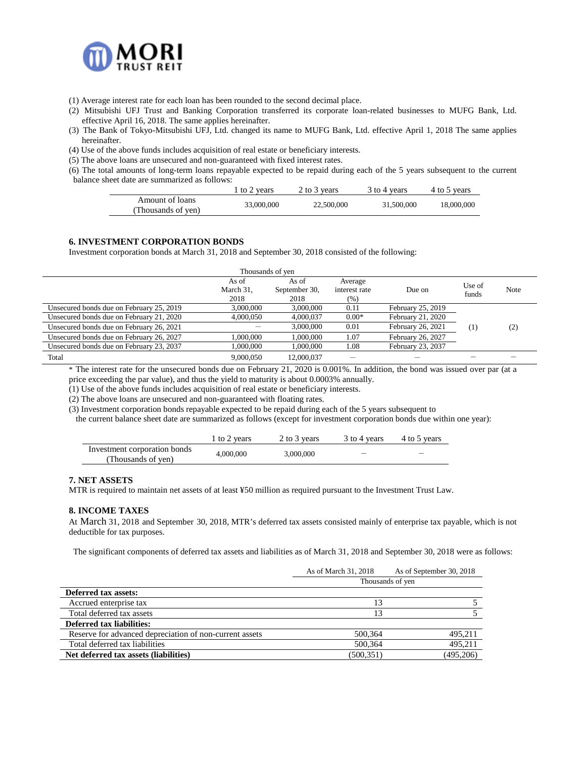(1) Average interest rate for each loan has been rounded to the second decimal place.
(2) Mitsubishi UFJ Trust and Banking Corporation transferred its corporate loan-related businesses to MUFG Bank, Ltd. effective April 16, 2018. The same applies hereinafter.
(3) The Bank of Tokyo-Mitsubishi UFJ, Ltd. changed its name to MUFG Bank, Ltd. effective April 1, 2018 The same applies hereinafter.
(4) Use of the above funds includes acquisition of real estate or beneficiary interests.
(5) The above loans are unsecured and non-guaranteed with fixed interest rates.
(6) The total amounts of long-term loans repayable expected to be repaid during each of the 5 years subsequent to the current balance sheet date are summarized as follows:

| | 1 to 2 years | 2 to 3 years | 3 to 4 years | 4 to 5 years |
|---|---|---|---|---|
| Amount of loans (Thousands of yen) | 33,000,000 | 22,500,000 | 31,500,000 | 18,000,000 |

### 6. INVESTMENT CORPORATION BONDS

Investment corporation bonds at March 31, 2018 and September 30, 2018 consisted of the following:

| | Thousands of yen | | | | | |
|---|---|---|---|---|---|---|
| | As of March 31, 2018 | As of September 30, 2018 | Average interest rate (%) | Due on | Use of funds | Note |
| Unsecured bonds due on February 25, 2019 | 3,000,000 | 3,000,000 | 0.11 | February 25, 2019 | (1) | (2) |
| Unsecured bonds due on February 21, 2020 | 4,000,050 | 4,000,037 | 0.00* | February 21, 2020 | | |
| Unsecured bonds due on February 26, 2021 | – | 3,000,000 | 0.01 | February 26, 2021 | | |
| Unsecured bonds due on February 26, 2027 | 1,000,000 | 1,000,000 | 1.07 | February 26, 2027 | | |
| Unsecured bonds due on February 23, 2037 | 1,000,000 | 1,000,000 | 1.08 | February 23, 2037 | | |
| Total | 9,000,050 | 12,000,037 | – | – | – | – |

\* The interest rate for the unsecured bonds due on February 21, 2020 is 0.001%. In addition, the bond was issued over par (at a price exceeding the par value), and thus the yield to maturity is about 0.0003% annually.
(1) Use of the above funds includes acquisition of real estate or beneficiary interests.
(2) The above loans are unsecured and non-guaranteed with floating rates.
(3) Investment corporation bonds repayable expected to be repaid during each of the 5 years subsequent to the current balance sheet date are summarized as follows (except for investment corporation bonds due within one year):

| | 1 to 2 years | 2 to 3 years | 3 to 4 years | 4 to 5 years |
|---|---|---|---|---|
| Investment corporation bonds (Thousands of yen) | 4,000,000 | 3,000,000 | – | – |

### 7. NET ASSETS

MTR is required to maintain net assets of at least ¥50 million as required pursuant to the Investment Trust Law.

### 8. INCOME TAXES

At March 31, 2018 and September 30, 2018, MTR's deferred tax assets consisted mainly of enterprise tax payable, which is not deductible for tax purposes.

The significant components of deferred tax assets and liabilities as of March 31, 2018 and September 30, 2018 were as follows:

| | As of March 31, 2018 | As of September 30, 2018 |
|---|---|---|
| | Thousands of yen | |
| **Deferred tax assets:** | | |
| Accrued enterprise tax | 13 | 5 |
| Total deferred tax assets | 13 | 5 |
| **Deferred tax liabilities:** | | |
| Reserve for advanced depreciation of non-current assets | 500,364 | 495,211 |
| Total deferred tax liabilities | 500,364 | 495,211 |
| **Net deferred tax assets (liabilities)** | (500,351) | (495,206) |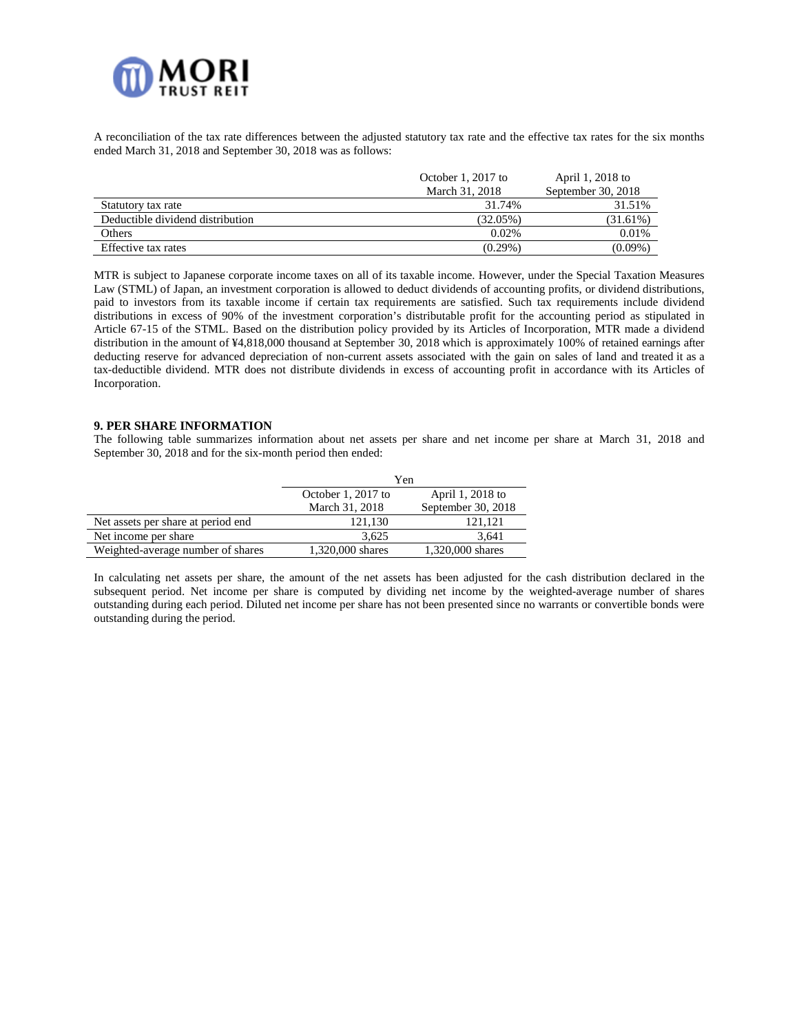A reconciliation of the tax rate differences between the adjusted statutory tax rate and the effective tax rates for the six months ended March 31, 2018 and September 30, 2018 was as follows:

| | October 1, 2017 to March 31, 2018 | April 1, 2018 to September 30, 2018 |
|---|---|---|
| Statutory tax rate | 31.74% | 31.51% |
| Deductible dividend distribution | (32.05%) | (31.61%) |
| Others | 0.02% | 0.01% |
| Effective tax rates | (0.29%) | (0.09%) |

MTR is subject to Japanese corporate income taxes on all of its taxable income. However, under the Special Taxation Measures Law (STML) of Japan, an investment corporation is allowed to deduct dividends of accounting profits, or dividend distributions, paid to investors from its taxable income if certain tax requirements are satisfied. Such tax requirements include dividend distributions in excess of 90% of the investment corporation's distributable profit for the accounting period as stipulated in Article 67-15 of the STML. Based on the distribution policy provided by its Articles of Incorporation, MTR made a dividend distribution in the amount of ¥4,818,000 thousand at September 30, 2018 which is approximately 100% of retained earnings after deducting reserve for advanced depreciation of non-current assets associated with the gain on sales of land and treated it as a tax-deductible dividend. MTR does not distribute dividends in excess of accounting profit in accordance with its Articles of Incorporation.

**9. PER SHARE INFORMATION**

The following table summarizes information about net assets per share and net income per share at March 31, 2018 and September 30, 2018 and for the six-month period then ended:

| | Yen | |
|---|---|---|
| | October 1, 2017 to March 31, 2018 | April 1, 2018 to September 30, 2018 |
| Net assets per share at period end | 121,130 | 121,121 |
| Net income per share | 3,625 | 3,641 |
| Weighted-average number of shares | 1,320,000 shares | 1,320,000 shares |

In calculating net assets per share, the amount of the net assets has been adjusted for the cash distribution declared in the subsequent period. Net income per share is computed by dividing net income by the weighted-average number of shares outstanding during each period. Diluted net income per share has not been presented since no warrants or convertible bonds were outstanding during the period.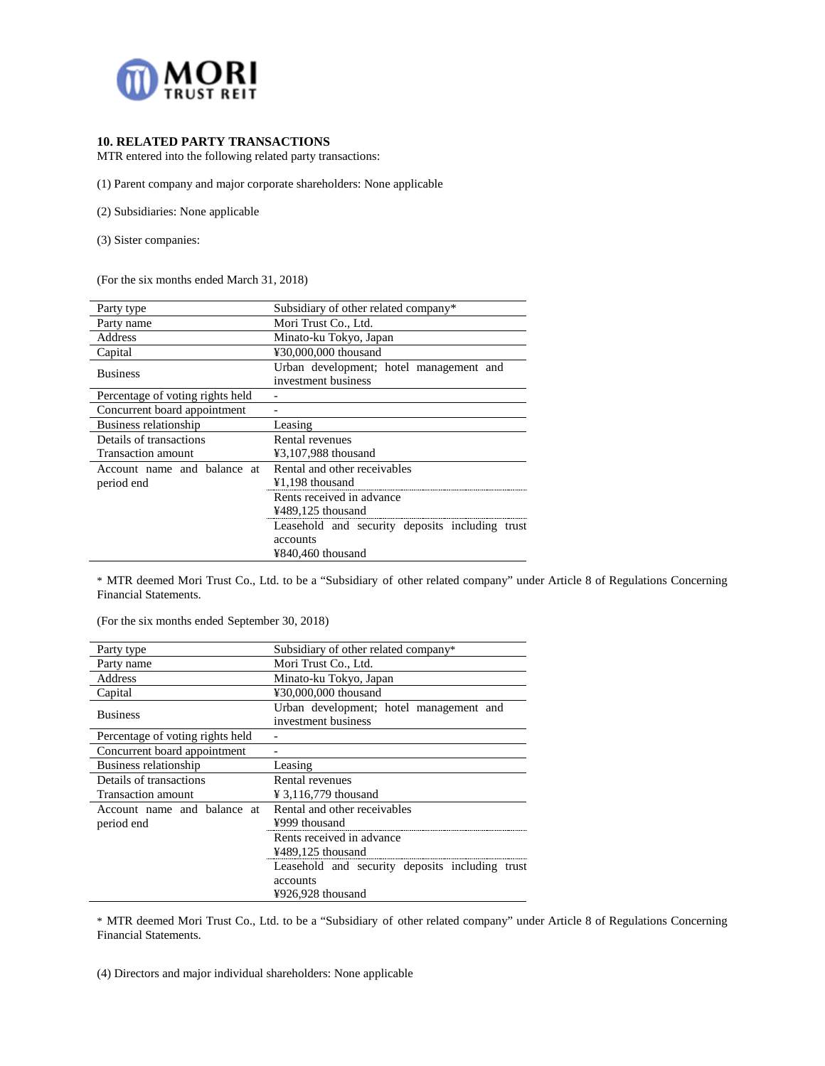## 10. RELATED PARTY TRANSACTIONS

MTR entered into the following related party transactions:

(1) Parent company and major corporate shareholders: None applicable

(2) Subsidiaries: None applicable

(3) Sister companies:

(For the six months ended March 31, 2018)

| | |
|---|---|
| Party type | Subsidiary of other related company* |
| Party name | Mori Trust Co., Ltd. |
| Address | Minato-ku Tokyo, Japan |
| Capital | ¥30,000,000 thousand |
| Business | Urban development; hotel management and investment business |
| Percentage of voting rights held | - |
| Concurrent board appointment | - |
| Business relationship | Leasing |
| Details of transactions<br>Transaction amount | Rental revenues<br>¥3,107,988 thousand |
| Account name and balance at period end | Rental and other receivables<br>¥1,198 thousand |
| | Rents received in advance<br>¥489,125 thousand |
| | Leasehold and security deposits including trust accounts<br>¥840,460 thousand |

\* MTR deemed Mori Trust Co., Ltd. to be a "Subsidiary of other related company" under Article 8 of Regulations Concerning Financial Statements.

(For the six months ended September 30, 2018)

| | |
|---|---|
| Party type | Subsidiary of other related company* |
| Party name | Mori Trust Co., Ltd. |
| Address | Minato-ku Tokyo, Japan |
| Capital | ¥30,000,000 thousand |
| Business | Urban development; hotel management and investment business |
| Percentage of voting rights held | - |
| Concurrent board appointment | - |
| Business relationship | Leasing |
| Details of transactions<br>Transaction amount | Rental revenues<br>¥ 3,116,779 thousand |
| Account name and balance at period end | Rental and other receivables<br>¥999 thousand |
| | Rents received in advance<br>¥489,125 thousand |
| | Leasehold and security deposits including trust accounts<br>¥926,928 thousand |

\* MTR deemed Mori Trust Co., Ltd. to be a "Subsidiary of other related company" under Article 8 of Regulations Concerning Financial Statements.

(4) Directors and major individual shareholders: None applicable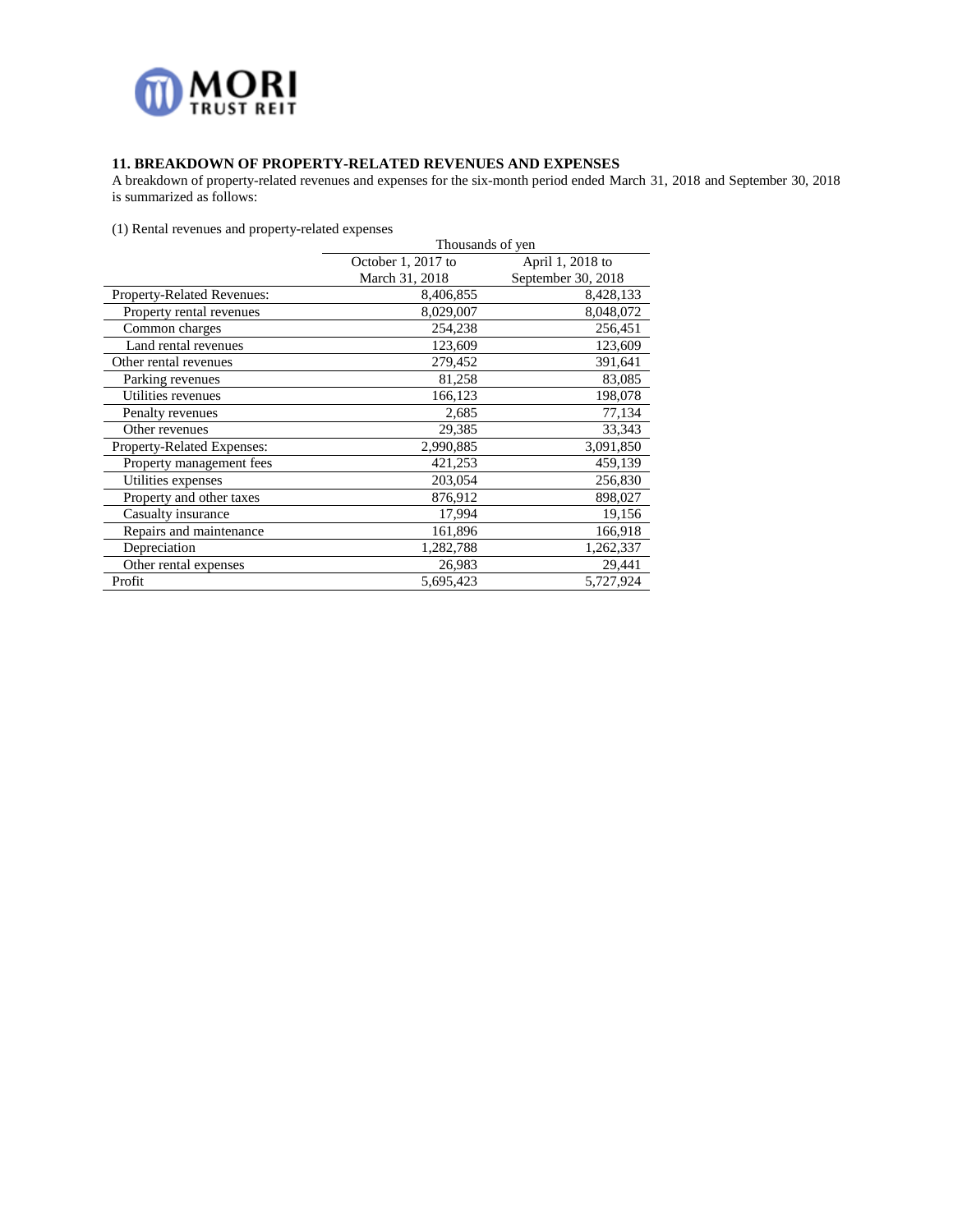### 11. BREAKDOWN OF PROPERTY-RELATED REVENUES AND EXPENSES

A breakdown of property-related revenues and expenses for the six-month period ended March 31, 2018 and September 30, 2018 is summarized as follows:

(1) Rental revenues and property-related expenses

| | Thousands of yen | |
|---|---|---|
| | October 1, 2017 to March 31, 2018 | April 1, 2018 to September 30, 2018 |
| Property-Related Revenues: | 8,406,855 | 8,428,133 |
| Property rental revenues | 8,029,007 | 8,048,072 |
| Common charges | 254,238 | 256,451 |
| Land rental revenues | 123,609 | 123,609 |
| Other rental revenues | 279,452 | 391,641 |
| Parking revenues | 81,258 | 83,085 |
| Utilities revenues | 166,123 | 198,078 |
| Penalty revenues | 2,685 | 77,134 |
| Other revenues | 29,385 | 33,343 |
| Property-Related Expenses: | 2,990,885 | 3,091,850 |
| Property management fees | 421,253 | 459,139 |
| Utilities expenses | 203,054 | 256,830 |
| Property and other taxes | 876,912 | 898,027 |
| Casualty insurance | 17,994 | 19,156 |
| Repairs and maintenance | 161,896 | 166,918 |
| Depreciation | 1,282,788 | 1,262,337 |
| Other rental expenses | 26,983 | 29,441 |
| Profit | 5,695,423 | 5,727,924 |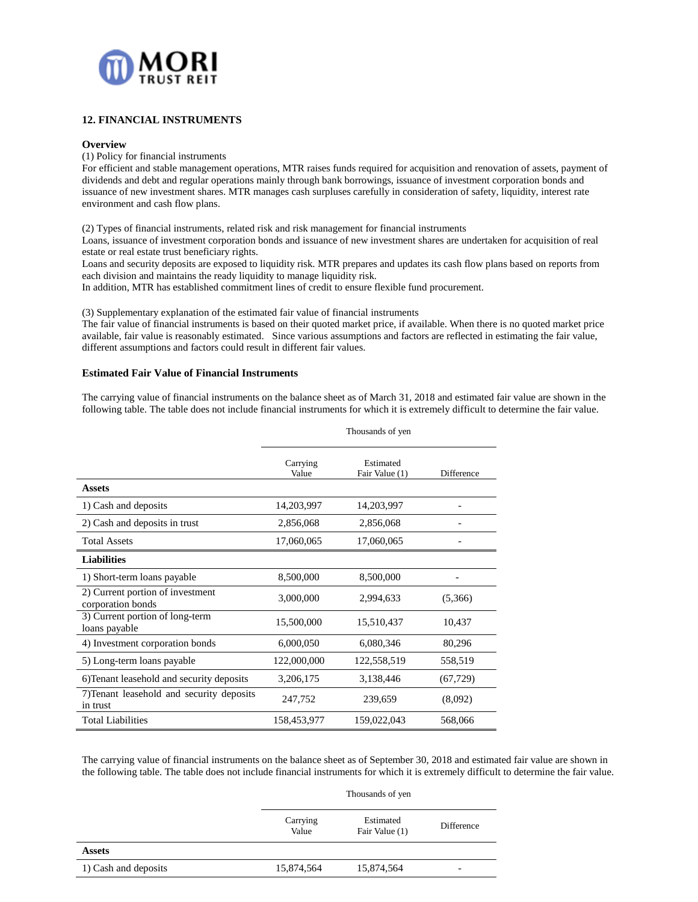## 12. FINANCIAL INSTRUMENTS

### Overview

(1) Policy for financial instruments

For efficient and stable management operations, MTR raises funds required for acquisition and renovation of assets, payment of dividends and debt and regular operations mainly through bank borrowings, issuance of investment corporation bonds and issuance of new investment shares. MTR manages cash surpluses carefully in consideration of safety, liquidity, interest rate environment and cash flow plans.

(2) Types of financial instruments, related risk and risk management for financial instruments

Loans, issuance of investment corporation bonds and issuance of new investment shares are undertaken for acquisition of real estate or real estate trust beneficiary rights.

Loans and security deposits are exposed to liquidity risk. MTR prepares and updates its cash flow plans based on reports from each division and maintains the ready liquidity to manage liquidity risk.

In addition, MTR has established commitment lines of credit to ensure flexible fund procurement.

(3) Supplementary explanation of the estimated fair value of financial instruments

The fair value of financial instruments is based on their quoted market price, if available. When there is no quoted market price available, fair value is reasonably estimated. Since various assumptions and factors are reflected in estimating the fair value, different assumptions and factors could result in different fair values.

### Estimated Fair Value of Financial Instruments

The carrying value of financial instruments on the balance sheet as of March 31, 2018 and estimated fair value are shown in the following table. The table does not include financial instruments for which it is extremely difficult to determine the fair value.

| | Thousands of yen | | |
|---|---|---|---|
| | Carrying Value | Estimated Fair Value (1) | Difference |
| **Assets** | | | |
| 1) Cash and deposits | 14,203,997 | 14,203,997 | - |
| 2) Cash and deposits in trust | 2,856,068 | 2,856,068 | - |
| Total Assets | 17,060,065 | 17,060,065 | - |
| **Liabilities** | | | |
| 1) Short-term loans payable | 8,500,000 | 8,500,000 | - |
| 2) Current portion of investment corporation bonds | 3,000,000 | 2,994,633 | (5,366) |
| 3) Current portion of long-term loans payable | 15,500,000 | 15,510,437 | 10,437 |
| 4) Investment corporation bonds | 6,000,050 | 6,080,346 | 80,296 |
| 5) Long-term loans payable | 122,000,000 | 122,558,519 | 558,519 |
| 6)Tenant leasehold and security deposits | 3,206,175 | 3,138,446 | (67,729) |
| 7)Tenant leasehold and security deposits in trust | 247,752 | 239,659 | (8,092) |
| Total Liabilities | 158,453,977 | 159,022,043 | 568,066 |

The carrying value of financial instruments on the balance sheet as of September 30, 2018 and estimated fair value are shown in the following table. The table does not include financial instruments for which it is extremely difficult to determine the fair value.

| | Thousands of yen | | |
|---|---|---|---|
| | Carrying Value | Estimated Fair Value (1) | Difference |
| **Assets** | | | |
| 1) Cash and deposits | 15,874,564 | 15,874,564 | - |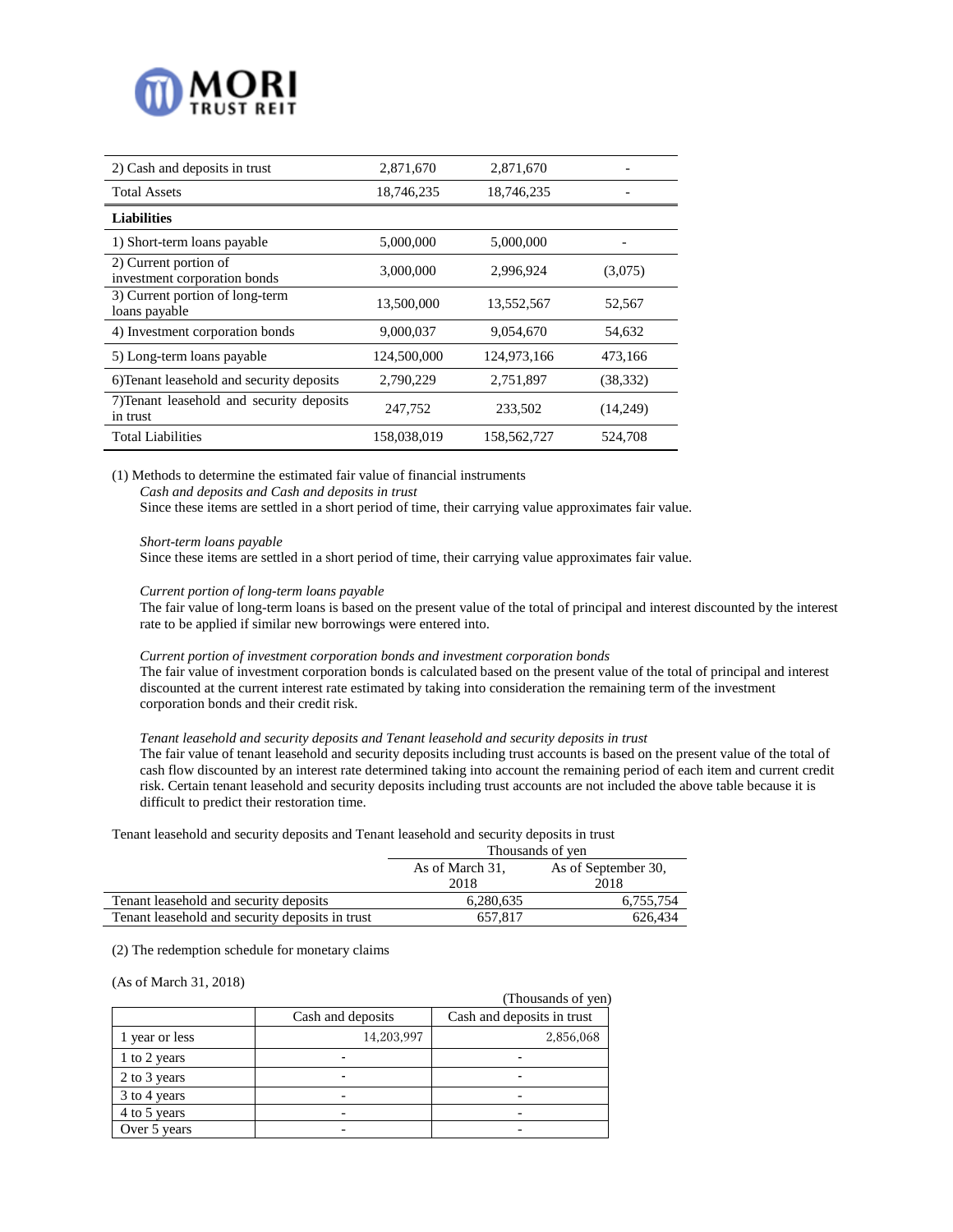| | | | |
|---|---|---|---|
| 2) Cash and deposits in trust | 2,871,670 | 2,871,670 | - |
| Total Assets | 18,746,235 | 18,746,235 | - |
| **Liabilities** | | | |
| 1) Short-term loans payable | 5,000,000 | 5,000,000 | - |
| 2) Current portion of investment corporation bonds | 3,000,000 | 2,996,924 | (3,075) |
| 3) Current portion of long-term loans payable | 13,500,000 | 13,552,567 | 52,567 |
| 4) Investment corporation bonds | 9,000,037 | 9,054,670 | 54,632 |
| 5) Long-term loans payable | 124,500,000 | 124,973,166 | 473,166 |
| 6)Tenant leasehold and security deposits | 2,790,229 | 2,751,897 | (38,332) |
| 7)Tenant leasehold and security deposits in trust | 247,752 | 233,502 | (14,249) |
| Total Liabilities | 158,038,019 | 158,562,727 | 524,708 |

(1) Methods to determine the estimated fair value of financial instruments

*Cash and deposits and Cash and deposits in trust*
Since these items are settled in a short period of time, their carrying value approximates fair value.

*Short-term loans payable*
Since these items are settled in a short period of time, their carrying value approximates fair value.

*Current portion of long-term loans payable*
The fair value of long-term loans is based on the present value of the total of principal and interest discounted by the interest rate to be applied if similar new borrowings were entered into.

*Current portion of investment corporation bonds and investment corporation bonds*
The fair value of investment corporation bonds is calculated based on the present value of the total of principal and interest discounted at the current interest rate estimated by taking into consideration the remaining term of the investment corporation bonds and their credit risk.

*Tenant leasehold and security deposits and Tenant leasehold and security deposits in trust*
The fair value of tenant leasehold and security deposits including trust accounts is based on the present value of the total of cash flow discounted by an interest rate determined taking into account the remaining period of each item and current credit risk. Certain tenant leasehold and security deposits including trust accounts are not included the above table because it is difficult to predict their restoration time.

Tenant leasehold and security deposits and Tenant leasehold and security deposits in trust

| | Thousands of yen | |
|---|---|---|
| | As of March 31, 2018 | As of September 30, 2018 |
| Tenant leasehold and security deposits | 6,280,635 | 6,755,754 |
| Tenant leasehold and security deposits in trust | 657,817 | 626,434 |

(2) The redemption schedule for monetary claims

(As of March 31, 2018)

(Thousands of yen)

| | Cash and deposits | Cash and deposits in trust |
|---|---|---|
| 1 year or less | 14,203,997 | 2,856,068 |
| 1 to 2 years | - | - |
| 2 to 3 years | - | - |
| 3 to 4 years | - | - |
| 4 to 5 years | - | - |
| Over 5 years | - | - |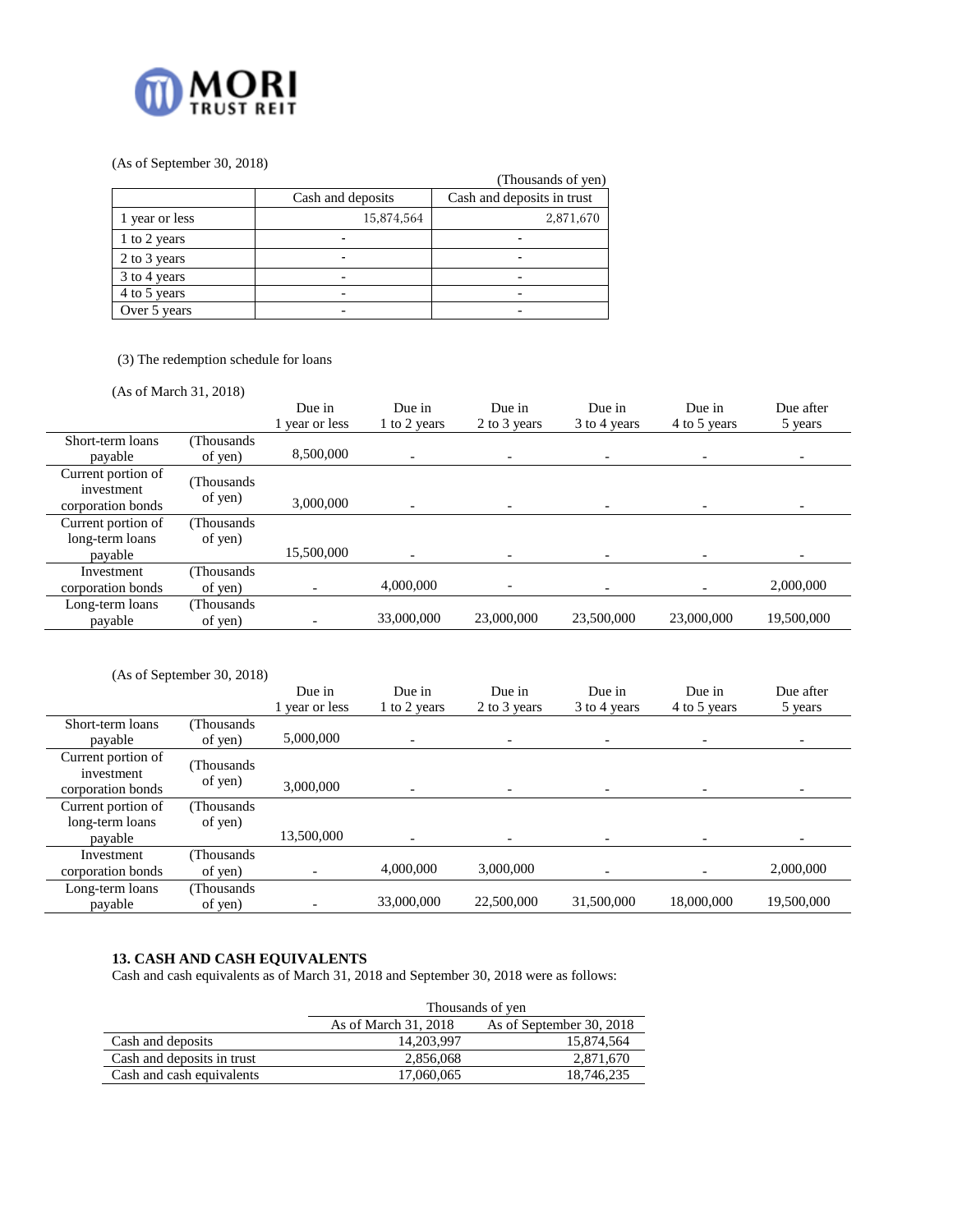(As of September 30, 2018)

(Thousands of yen)

| | Cash and deposits | Cash and deposits in trust |
|---|---|---|
| 1 year or less | 15,874,564 | 2,871,670 |
| 1 to 2 years | - | - |
| 2 to 3 years | - | - |
| 3 to 4 years | - | - |
| 4 to 5 years | - | - |
| Over 5 years | - | - |

(3) The redemption schedule for loans

(As of March 31, 2018)

| | | Due in 1 year or less | Due in 1 to 2 years | Due in 2 to 3 years | Due in 3 to 4 years | Due in 4 to 5 years | Due after 5 years |
|---|---|---|---|---|---|---|---|
| Short-term loans payable | (Thousands of yen) | 8,500,000 | - | - | - | - | - |
| Current portion of investment corporation bonds | (Thousands of yen) | 3,000,000 | - | - | - | - | - |
| Current portion of long-term loans payable | (Thousands of yen) | 15,500,000 | - | - | - | - | - |
| Investment corporation bonds | (Thousands of yen) | - | 4,000,000 | - | - | - | 2,000,000 |
| Long-term loans payable | (Thousands of yen) | - | 33,000,000 | 23,000,000 | 23,500,000 | 23,000,000 | 19,500,000 |

(As of September 30, 2018)

| | | Due in 1 year or less | Due in 1 to 2 years | Due in 2 to 3 years | Due in 3 to 4 years | Due in 4 to 5 years | Due after 5 years |
|---|---|---|---|---|---|---|---|
| Short-term loans payable | (Thousands of yen) | 5,000,000 | - | - | - | - | - |
| Current portion of investment corporation bonds | (Thousands of yen) | 3,000,000 | - | - | - | - | - |
| Current portion of long-term loans payable | (Thousands of yen) | 13,500,000 | - | - | - | - | - |
| Investment corporation bonds | (Thousands of yen) | - | 4,000,000 | 3,000,000 | - | - | 2,000,000 |
| Long-term loans payable | (Thousands of yen) | - | 33,000,000 | 22,500,000 | 31,500,000 | 18,000,000 | 19,500,000 |

**13. CASH AND CASH EQUIVALENTS**

Cash and cash equivalents as of March 31, 2018 and September 30, 2018 were as follows:

| | Thousands of yen | |
|---|---|---|
| | As of March 31, 2018 | As of September 30, 2018 |
| Cash and deposits | 14,203,997 | 15,874,564 |
| Cash and deposits in trust | 2,856,068 | 2,871,670 |
| Cash and cash equivalents | 17,060,065 | 18,746,235 |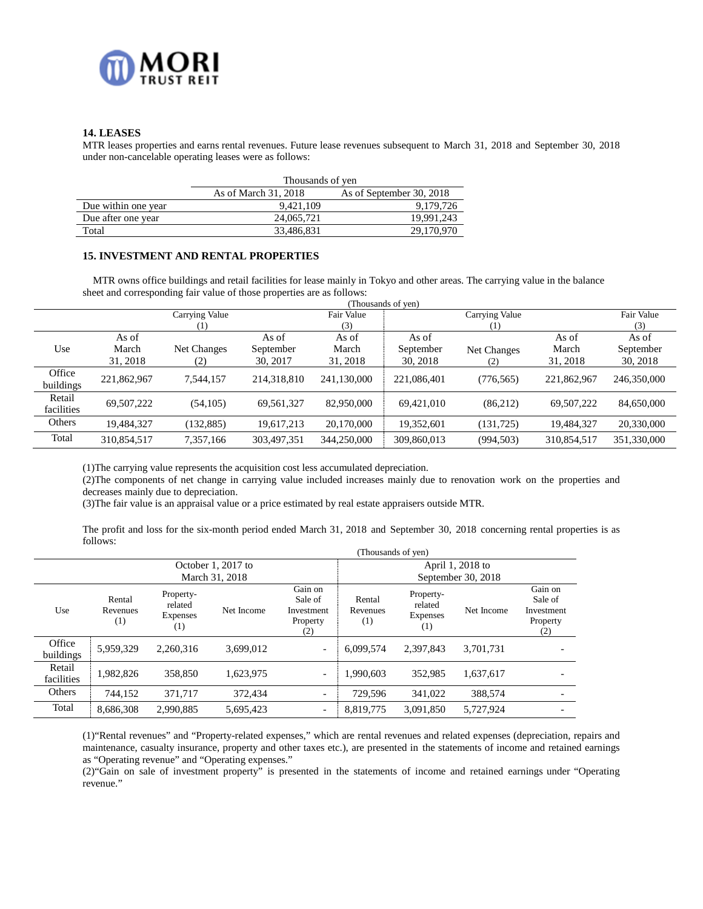### 14. LEASES

MTR leases properties and earns rental revenues. Future lease revenues subsequent to March 31, 2018 and September 30, 2018 under non-cancelable operating leases were as follows:

| | Thousands of yen | |
|---|---|---|
| | As of March 31, 2018 | As of September 30, 2018 |
| Due within one year | 9,421,109 | 9,179,726 |
| Due after one year | 24,065,721 | 19,991,243 |
| Total | 33,486,831 | 29,170,970 |

### 15. INVESTMENT AND RENTAL PROPERTIES

MTR owns office buildings and retail facilities for lease mainly in Tokyo and other areas. The carrying value in the balance sheet and corresponding fair value of those properties are as follows:

(Thousands of yen)

| | Carrying Value (1) | | | Fair Value (3) | Carrying Value (1) | | | Fair Value (3) |
|---|---|---|---|---|---|---|---|---|
| Use | As of March 31, 2018 | Net Changes (2) | As of September 30, 2017 | As of March 31, 2018 | As of September 30, 2018 | Net Changes (2) | As of March 31, 2018 | As of September 30, 2018 |
| Office buildings | 221,862,967 | 7,544,157 | 214,318,810 | 241,130,000 | 221,086,401 | (776,565) | 221,862,967 | 246,350,000 |
| Retail facilities | 69,507,222 | (54,105) | 69,561,327 | 82,950,000 | 69,421,010 | (86,212) | 69,507,222 | 84,650,000 |
| Others | 19,484,327 | (132,885) | 19,617,213 | 20,170,000 | 19,352,601 | (131,725) | 19,484,327 | 20,330,000 |
| Total | 310,854,517 | 7,357,166 | 303,497,351 | 344,250,000 | 309,860,013 | (994,503) | 310,854,517 | 351,330,000 |

(1)The carrying value represents the acquisition cost less accumulated depreciation.
(2)The components of net change in carrying value included increases mainly due to renovation work on the properties and decreases mainly due to depreciation.
(3)The fair value is an appraisal value or a price estimated by real estate appraisers outside MTR.

The profit and loss for the six-month period ended March 31, 2018 and September 30, 2018 concerning rental properties is as follows:

(Thousands of yen)

| | October 1, 2017 to March 31, 2018 | | | | April 1, 2018 to September 30, 2018 | | | |
|---|---|---|---|---|---|---|---|---|
| Use | Rental Revenues (1) | Property-related Expenses (1) | Net Income | Gain on Sale of Investment Property (2) | Rental Revenues (1) | Property-related Expenses (1) | Net Income | Gain on Sale of Investment Property (2) |
| Office buildings | 5,959,329 | 2,260,316 | 3,699,012 | - | 6,099,574 | 2,397,843 | 3,701,731 | - |
| Retail facilities | 1,982,826 | 358,850 | 1,623,975 | - | 1,990,603 | 352,985 | 1,637,617 | - |
| Others | 744,152 | 371,717 | 372,434 | - | 729,596 | 341,022 | 388,574 | - |
| Total | 8,686,308 | 2,990,885 | 5,695,423 | - | 8,819,775 | 3,091,850 | 5,727,924 | - |

(1)"Rental revenues" and "Property-related expenses," which are rental revenues and related expenses (depreciation, repairs and maintenance, casualty insurance, property and other taxes etc.), are presented in the statements of income and retained earnings as "Operating revenue" and "Operating expenses."
(2)"Gain on sale of investment property" is presented in the statements of income and retained earnings under "Operating revenue."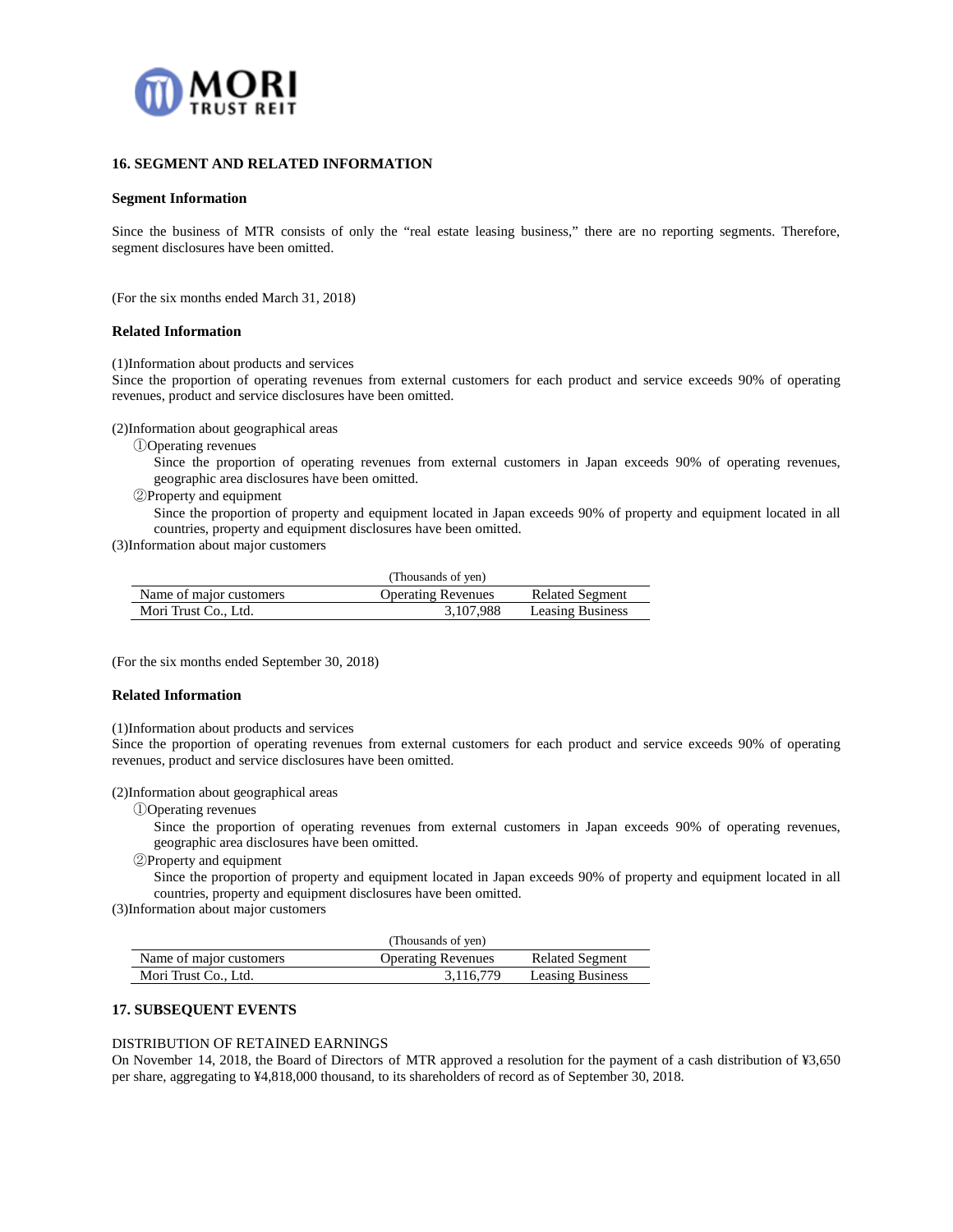## 16. SEGMENT AND RELATED INFORMATION

### Segment Information

Since the business of MTR consists of only the “real estate leasing business,” there are no reporting segments. Therefore, segment disclosures have been omitted.

(For the six months ended March 31, 2018)

### Related Information

(1)Information about products and services

Since the proportion of operating revenues from external customers for each product and service exceeds 90% of operating revenues, product and service disclosures have been omitted.

(2)Information about geographical areas

①Operating revenues

Since the proportion of operating revenues from external customers in Japan exceeds 90% of operating revenues, geographic area disclosures have been omitted.

②Property and equipment

Since the proportion of property and equipment located in Japan exceeds 90% of property and equipment located in all countries, property and equipment disclosures have been omitted.

(3)Information about major customers

(Thousands of yen)

| Name of major customers | Operating Revenues | Related Segment |
|---|---|---|
| Mori Trust Co., Ltd. | 3,107,988 | Leasing Business |

(For the six months ended September 30, 2018)

### Related Information

(1)Information about products and services

Since the proportion of operating revenues from external customers for each product and service exceeds 90% of operating revenues, product and service disclosures have been omitted.

(2)Information about geographical areas

①Operating revenues

Since the proportion of operating revenues from external customers in Japan exceeds 90% of operating revenues, geographic area disclosures have been omitted.

②Property and equipment

Since the proportion of property and equipment located in Japan exceeds 90% of property and equipment located in all countries, property and equipment disclosures have been omitted.

(3)Information about major customers

(Thousands of yen)

| Name of major customers | Operating Revenues | Related Segment |
|---|---|---|
| Mori Trust Co., Ltd. | 3,116,779 | Leasing Business |

## 17. SUBSEQUENT EVENTS

DISTRIBUTION OF RETAINED EARNINGS

On November 14, 2018, the Board of Directors of MTR approved a resolution for the payment of a cash distribution of ¥3,650 per share, aggregating to ¥4,818,000 thousand, to its shareholders of record as of September 30, 2018.